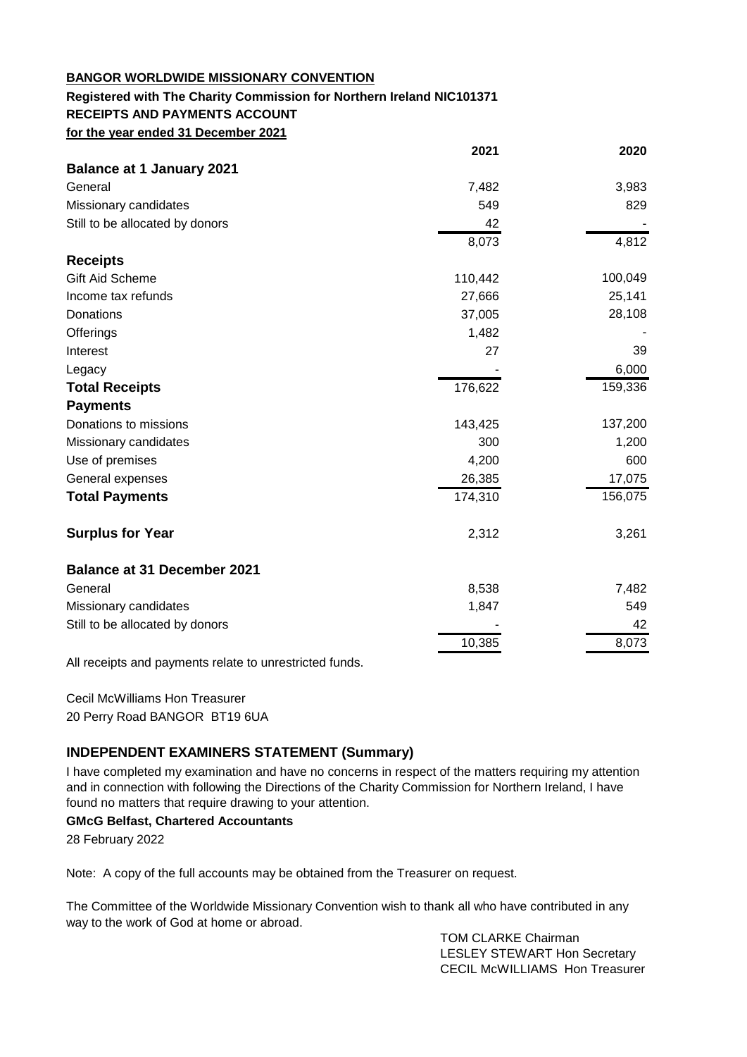**BANGOR WORLDWIDE MISSIONARY CONVENTION**

**Registered with The Charity Commission for Northern Ireland NIC101371**

**RECEIPTS AND PAYMENTS ACCOUNT**

**for the year ended 31 December 2021**

| | 2021 | 2020 |
|---|---|---|
| **Balance at 1 January 2021** | | |
| General | 7,482 | 3,983 |
| Missionary candidates | 549 | 829 |
| Still to be allocated by donors | 42 | - |
| | 8,073 | 4,812 |
| **Receipts** | | |
| Gift Aid Scheme | 110,442 | 100,049 |
| Income tax refunds | 27,666 | 25,141 |
| Donations | 37,005 | 28,108 |
| Offerings | 1,482 | - |
| Interest | 27 | 39 |
| Legacy | - | 6,000 |
| **Total Receipts** | 176,622 | 159,336 |
| **Payments** | | |
| Donations to missions | 143,425 | 137,200 |
| Missionary candidates | 300 | 1,200 |
| Use of premises | 4,200 | 600 |
| General expenses | 26,385 | 17,075 |
| **Total Payments** | 174,310 | 156,075 |
| **Surplus for Year** | 2,312 | 3,261 |
| **Balance at 31 December 2021** | | |
| General | 8,538 | 7,482 |
| Missionary candidates | 1,847 | 549 |
| Still to be allocated by donors | - | 42 |
| | 10,385 | 8,073 |

All receipts and payments relate to unrestricted funds.

Cecil McWilliams Hon Treasurer
20 Perry Road BANGOR BT19 6UA

## INDEPENDENT EXAMINERS STATEMENT (Summary)

I have completed my examination and have no concerns in respect of the matters requiring my attention and in connection with following the Directions of the Charity Commission for Northern Ireland, I have found no matters that require drawing to your attention.

**GMcG Belfast, Chartered Accountants**

28 February 2022

Note: A copy of the full accounts may be obtained from the Treasurer on request.

The Committee of the Worldwide Missionary Convention wish to thank all who have contributed in any way to the work of God at home or abroad.

TOM CLARKE Chairman
LESLEY STEWART Hon Secretary
CECIL McWILLIAMS Hon Treasurer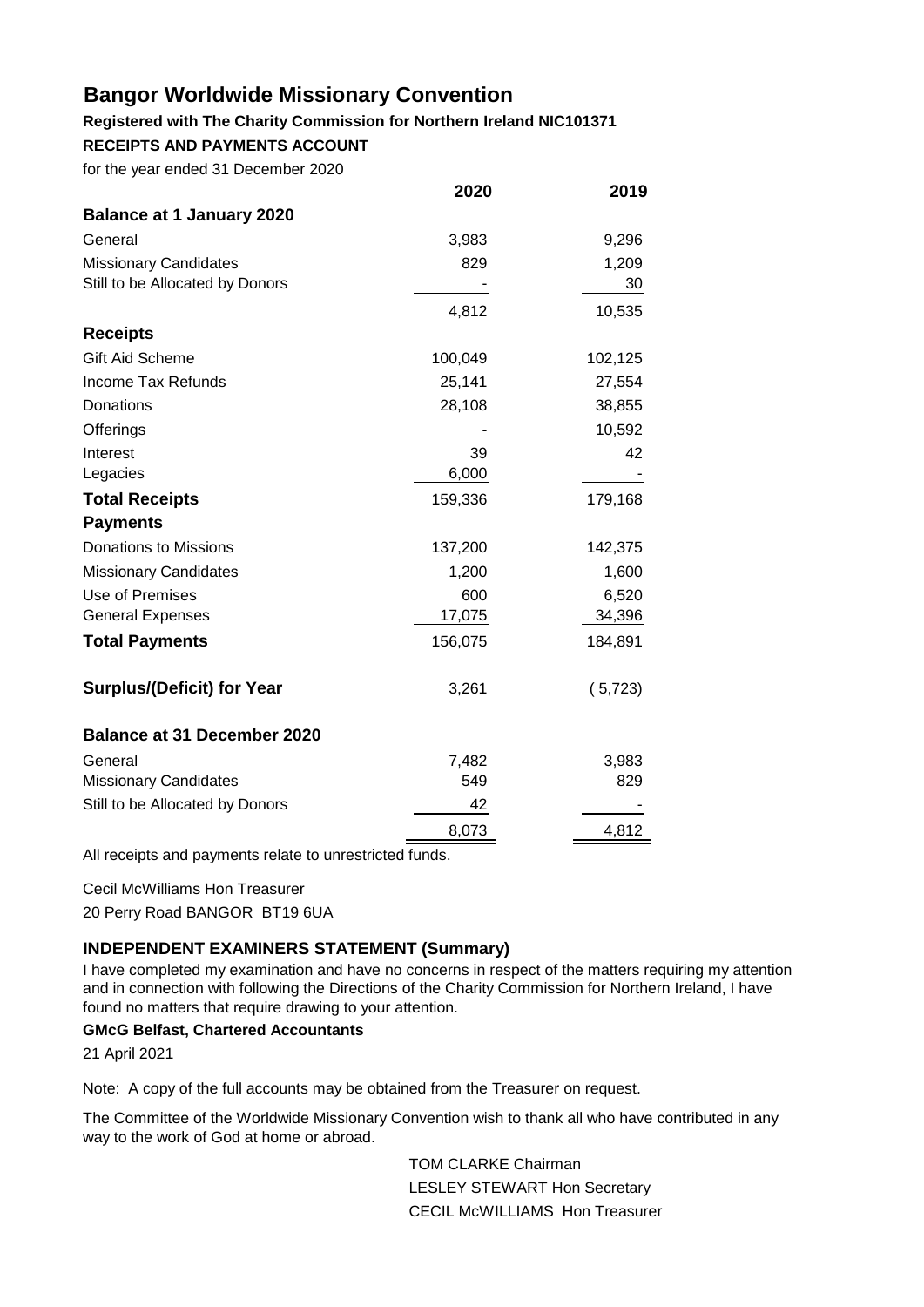# Bangor Worldwide Missionary Convention

**Registered with The Charity Commission for Northern Ireland NIC101371**

**RECEIPTS AND PAYMENTS ACCOUNT**

for the year ended 31 December 2020

| | 2020 | 2019 |
|---|---|---|
| **Balance at 1 January 2020** | | |
| General | 3,983 | 9,296 |
| Missionary Candidates | 829 | 1,209 |
| Still to be Allocated by Donors | - | 30 |
| | 4,812 | 10,535 |
| **Receipts** | | |
| Gift Aid Scheme | 100,049 | 102,125 |
| Income Tax Refunds | 25,141 | 27,554 |
| Donations | 28,108 | 38,855 |
| Offerings | - | 10,592 |
| Interest | 39 | 42 |
| Legacies | 6,000 | - |
| **Total Receipts** | 159,336 | 179,168 |
| **Payments** | | |
| Donations to Missions | 137,200 | 142,375 |
| Missionary Candidates | 1,200 | 1,600 |
| Use of Premises | 600 | 6,520 |
| General Expenses | 17,075 | 34,396 |
| **Total Payments** | 156,075 | 184,891 |
| **Surplus/(Deficit) for Year** | 3,261 | ( 5,723) |
| **Balance at 31 December 2020** | | |
| General | 7,482 | 3,983 |
| Missionary Candidates | 549 | 829 |
| Still to be Allocated by Donors | 42 | - |
| | 8,073 | 4,812 |

All receipts and payments relate to unrestricted funds.

Cecil McWilliams Hon Treasurer

20 Perry Road BANGOR BT19 6UA

## INDEPENDENT EXAMINERS STATEMENT (Summary)

I have completed my examination and have no concerns in respect of the matters requiring my attention and in connection with following the Directions of the Charity Commission for Northern Ireland, I have found no matters that require drawing to your attention.

**GMcG Belfast, Chartered Accountants**

21 April 2021

Note: A copy of the full accounts may be obtained from the Treasurer on request.

The Committee of the Worldwide Missionary Convention wish to thank all who have contributed in any way to the work of God at home or abroad.

TOM CLARKE Chairman

LESLEY STEWART Hon Secretary

CECIL McWILLIAMS Hon Treasurer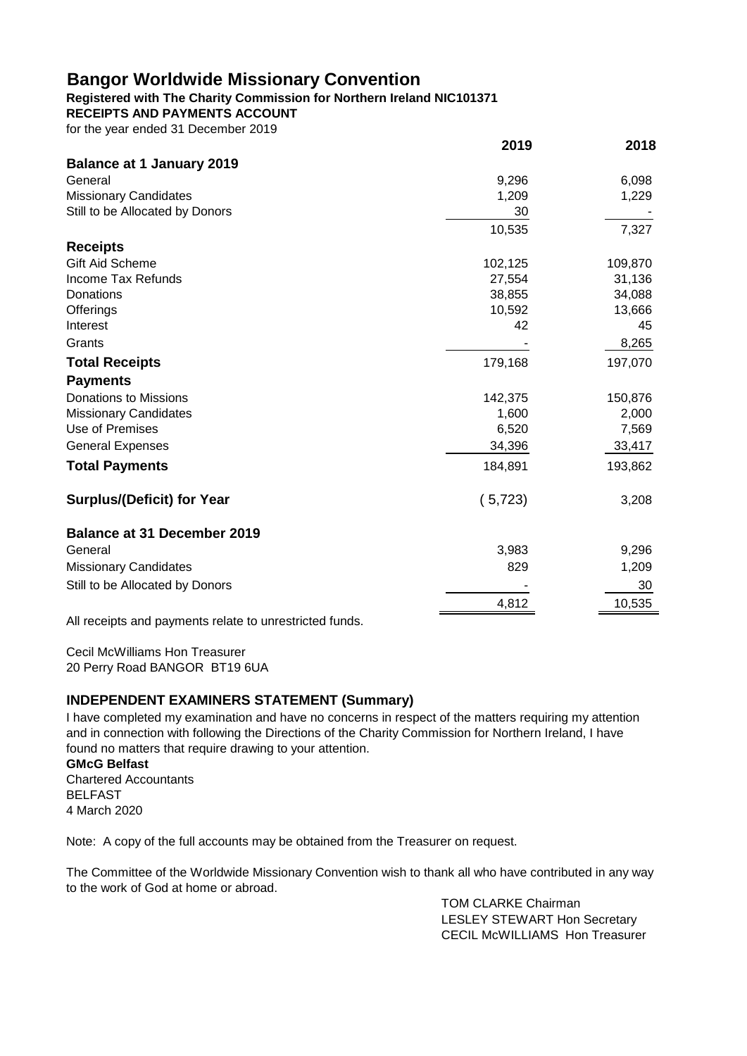# Bangor Worldwide Missionary Convention

**Registered with The Charity Commission for Northern Ireland NIC101371**

**RECEIPTS AND PAYMENTS ACCOUNT**

for the year ended 31 December 2019

| | 2019 | 2018 |
|---|---|---|
| **Balance at 1 January 2019** | | |
| General | 9,296 | 6,098 |
| Missionary Candidates | 1,209 | 1,229 |
| Still to be Allocated by Donors | 30 | - |
| | 10,535 | 7,327 |
| **Receipts** | | |
| Gift Aid Scheme | 102,125 | 109,870 |
| Income Tax Refunds | 27,554 | 31,136 |
| Donations | 38,855 | 34,088 |
| Offerings | 10,592 | 13,666 |
| Interest | 42 | 45 |
| Grants | - | 8,265 |
| **Total Receipts** | 179,168 | 197,070 |
| **Payments** | | |
| Donations to Missions | 142,375 | 150,876 |
| Missionary Candidates | 1,600 | 2,000 |
| Use of Premises | 6,520 | 7,569 |
| General Expenses | 34,396 | 33,417 |
| **Total Payments** | 184,891 | 193,862 |
| **Surplus/(Deficit) for Year** | ( 5,723) | 3,208 |
| **Balance at 31 December 2019** | | |
| General | 3,983 | 9,296 |
| Missionary Candidates | 829 | 1,209 |
| Still to be Allocated by Donors | - | 30 |
| | 4,812 | 10,535 |

All receipts and payments relate to unrestricted funds.

Cecil McWilliams Hon Treasurer
20 Perry Road BANGOR BT19 6UA

### INDEPENDENT EXAMINERS STATEMENT (Summary)

I have completed my examination and have no concerns in respect of the matters requiring my attention and in connection with following the Directions of the Charity Commission for Northern Ireland, I have found no matters that require drawing to your attention.

**GMcG Belfast**
Chartered Accountants
BELFAST
4 March 2020

Note: A copy of the full accounts may be obtained from the Treasurer on request.

The Committee of the Worldwide Missionary Convention wish to thank all who have contributed in any way to the work of God at home or abroad.

TOM CLARKE Chairman
LESLEY STEWART Hon Secretary
CECIL McWILLIAMS Hon Treasurer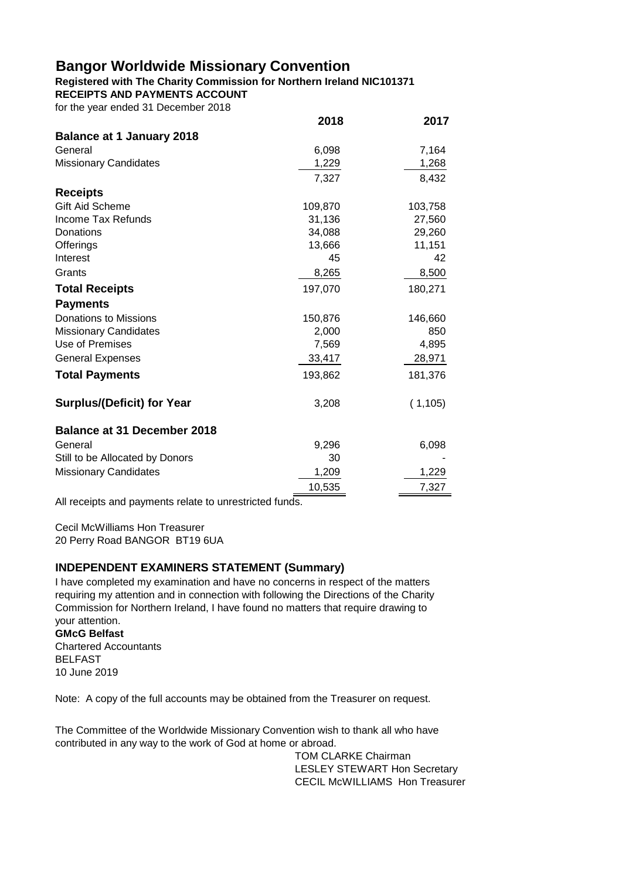# Bangor Worldwide Missionary Convention

**Registered with The Charity Commission for Northern Ireland NIC101371**

**RECEIPTS AND PAYMENTS ACCOUNT**

for the year ended 31 December 2018

| | 2018 | 2017 |
|---|---|---|
| **Balance at 1 January 2018** | | |
| General | 6,098 | 7,164 |
| Missionary Candidates | 1,229 | 1,268 |
| | 7,327 | 8,432 |
| **Receipts** | | |
| Gift Aid Scheme | 109,870 | 103,758 |
| Income Tax Refunds | 31,136 | 27,560 |
| Donations | 34,088 | 29,260 |
| Offerings | 13,666 | 11,151 |
| Interest | 45 | 42 |
| Grants | 8,265 | 8,500 |
| **Total Receipts** | 197,070 | 180,271 |
| **Payments** | | |
| Donations to Missions | 150,876 | 146,660 |
| Missionary Candidates | 2,000 | 850 |
| Use of Premises | 7,569 | 4,895 |
| General Expenses | 33,417 | 28,971 |
| **Total Payments** | 193,862 | 181,376 |
| **Surplus/(Deficit) for Year** | 3,208 | ( 1,105) |
| **Balance at 31 December 2018** | | |
| General | 9,296 | 6,098 |
| Still to be Allocated by Donors | 30 | - |
| Missionary Candidates | 1,209 | 1,229 |
| | 10,535 | 7,327 |

All receipts and payments relate to unrestricted funds.

Cecil McWilliams Hon Treasurer
20 Perry Road BANGOR BT19 6UA

## INDEPENDENT EXAMINERS STATEMENT (Summary)

I have completed my examination and have no concerns in respect of the matters requiring my attention and in connection with following the Directions of the Charity Commission for Northern Ireland, I have found no matters that require drawing to your attention.

**GMcG Belfast**
Chartered Accountants
BELFAST
10 June 2019

Note: A copy of the full accounts may be obtained from the Treasurer on request.

The Committee of the Worldwide Missionary Convention wish to thank all who have contributed in any way to the work of God at home or abroad.

TOM CLARKE Chairman
LESLEY STEWART Hon Secretary
CECIL McWILLIAMS Hon Treasurer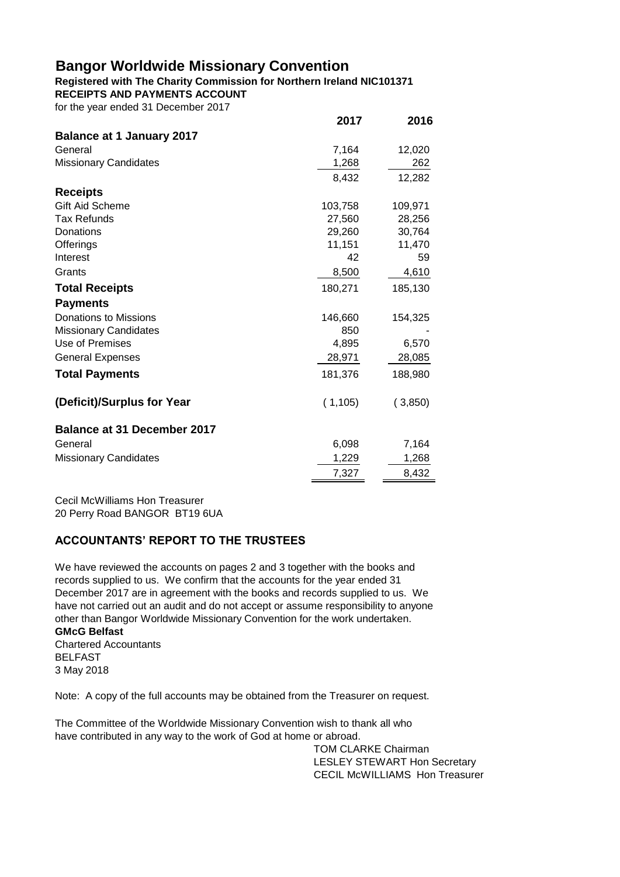# Bangor Worldwide Missionary Convention

**Registered with The Charity Commission for Northern Ireland NIC101371**

**RECEIPTS AND PAYMENTS ACCOUNT**

for the year ended 31 December 2017

| | 2017 | 2016 |
|---|---|---|
| **Balance at 1 January 2017** | | |
| General | 7,164 | 12,020 |
| Missionary Candidates | 1,268 | 262 |
| | 8,432 | 12,282 |
| **Receipts** | | |
| Gift Aid Scheme | 103,758 | 109,971 |
| Tax Refunds | 27,560 | 28,256 |
| Donations | 29,260 | 30,764 |
| Offerings | 11,151 | 11,470 |
| Interest | 42 | 59 |
| Grants | 8,500 | 4,610 |
| **Total Receipts** | 180,271 | 185,130 |
| **Payments** | | |
| Donations to Missions | 146,660 | 154,325 |
| Missionary Candidates | 850 | - |
| Use of Premises | 4,895 | 6,570 |
| General Expenses | 28,971 | 28,085 |
| **Total Payments** | 181,376 | 188,980 |
| **(Deficit)/Surplus for Year** | ( 1,105) | ( 3,850) |
| **Balance at 31 December 2017** | | |
| General | 6,098 | 7,164 |
| Missionary Candidates | 1,229 | 1,268 |
| | 7,327 | 8,432 |

Cecil McWilliams Hon Treasurer
20 Perry Road BANGOR BT19 6UA

## ACCOUNTANTS' REPORT TO THE TRUSTEES

We have reviewed the accounts on pages 2 and 3 together with the books and records supplied to us. We confirm that the accounts for the year ended 31 December 2017 are in agreement with the books and records supplied to us. We have not carried out an audit and do not accept or assume responsibility to anyone other than Bangor Worldwide Missionary Convention for the work undertaken.

**GMcG Belfast**
Chartered Accountants
BELFAST
3 May 2018

Note: A copy of the full accounts may be obtained from the Treasurer on request.

The Committee of the Worldwide Missionary Convention wish to thank all who have contributed in any way to the work of God at home or abroad.

TOM CLARKE Chairman
LESLEY STEWART Hon Secretary
CECIL McWILLIAMS Hon Treasurer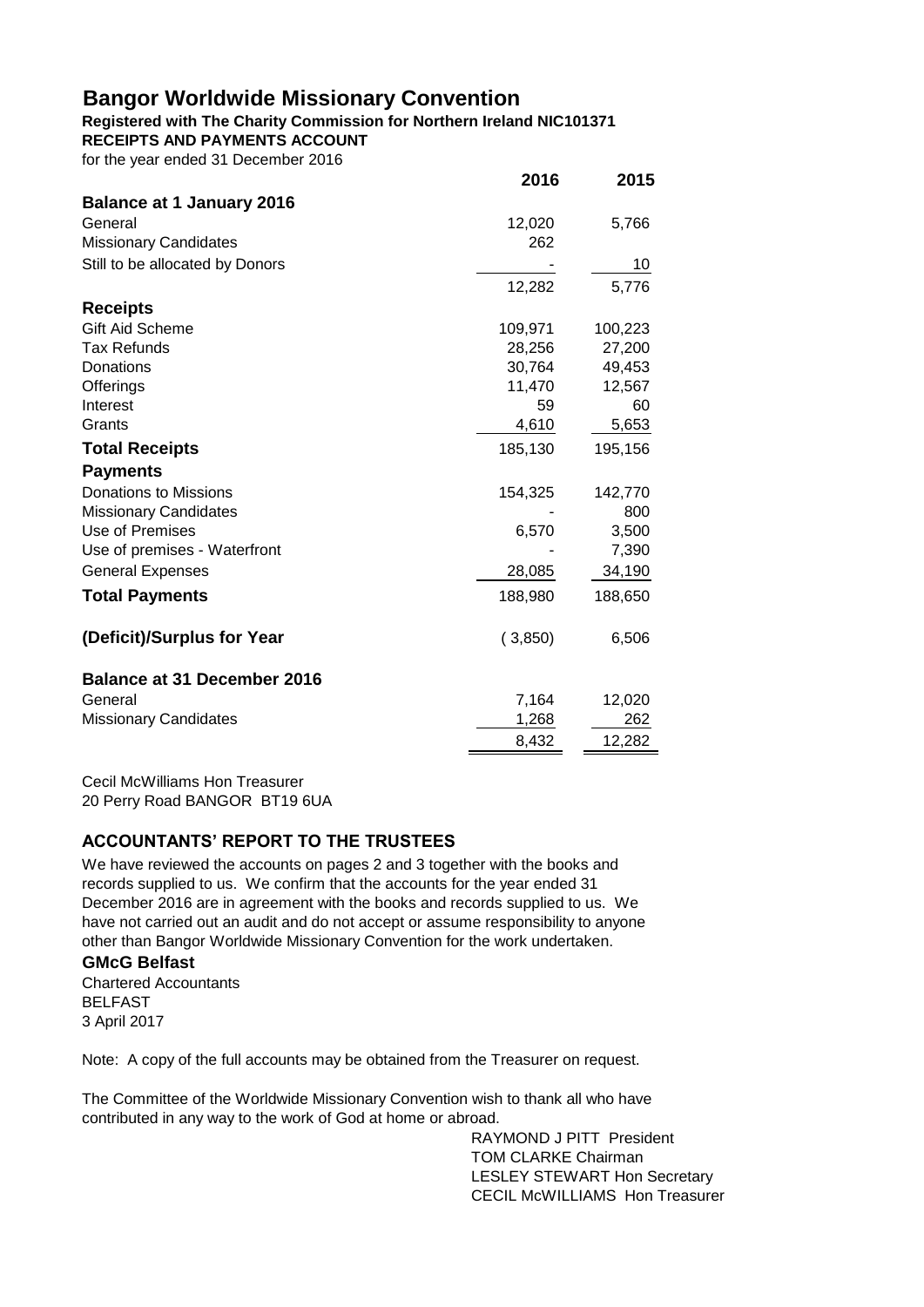# Bangor Worldwide Missionary Convention

**Registered with The Charity Commission for Northern Ireland NIC101371**

**RECEIPTS AND PAYMENTS ACCOUNT**

for the year ended 31 December 2016

| | 2016 | 2015 |
|---|---|---|
| **Balance at 1 January 2016** | | |
| General | 12,020 | 5,766 |
| Missionary Candidates | 262 | |
| Still to be allocated by Donors | - | 10 |
| | 12,282 | 5,776 |
| **Receipts** | | |
| Gift Aid Scheme | 109,971 | 100,223 |
| Tax Refunds | 28,256 | 27,200 |
| Donations | 30,764 | 49,453 |
| Offerings | 11,470 | 12,567 |
| Interest | 59 | 60 |
| Grants | 4,610 | 5,653 |
| **Total Receipts** | 185,130 | 195,156 |
| **Payments** | | |
| Donations to Missions | 154,325 | 142,770 |
| Missionary Candidates | - | 800 |
| Use of Premises | 6,570 | 3,500 |
| Use of premises - Waterfront | - | 7,390 |
| General Expenses | 28,085 | 34,190 |
| **Total Payments** | 188,980 | 188,650 |
| **(Deficit)/Surplus for Year** | ( 3,850) | 6,506 |
| **Balance at 31 December 2016** | | |
| General | 7,164 | 12,020 |
| Missionary Candidates | 1,268 | 262 |
| | 8,432 | 12,282 |

Cecil McWilliams Hon Treasurer
20 Perry Road BANGOR BT19 6UA

## ACCOUNTANTS' REPORT TO THE TRUSTEES

We have reviewed the accounts on pages 2 and 3 together with the books and records supplied to us. We confirm that the accounts for the year ended 31 December 2016 are in agreement with the books and records supplied to us. We have not carried out an audit and do not accept or assume responsibility to anyone other than Bangor Worldwide Missionary Convention for the work undertaken.

**GMcG Belfast**
Chartered Accountants
BELFAST
3 April 2017

Note: A copy of the full accounts may be obtained from the Treasurer on request.

The Committee of the Worldwide Missionary Convention wish to thank all who have contributed in any way to the work of God at home or abroad.

RAYMOND J PITT President
TOM CLARKE Chairman
LESLEY STEWART Hon Secretary
CECIL McWILLIAMS Hon Treasurer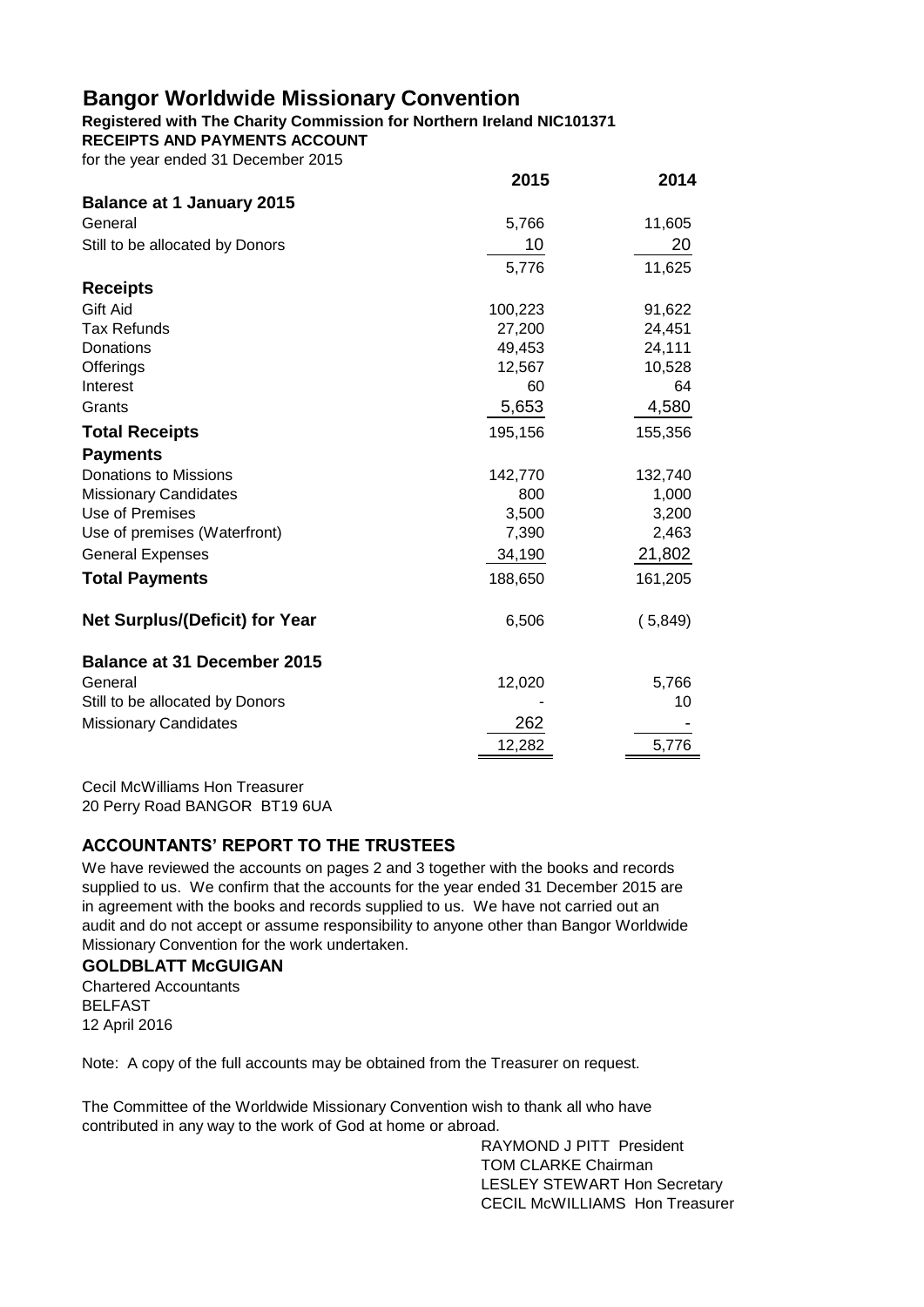# Bangor Worldwide Missionary Convention

**Registered with The Charity Commission for Northern Ireland NIC101371**

**RECEIPTS AND PAYMENTS ACCOUNT**

for the year ended 31 December 2015

| | 2015 | 2014 |
|---|---|---|
| **Balance at 1 January 2015** | | |
| General | 5,766 | 11,605 |
| Still to be allocated by Donors | 10 | 20 |
| | 5,776 | 11,625 |
| **Receipts** | | |
| Gift Aid | 100,223 | 91,622 |
| Tax Refunds | 27,200 | 24,451 |
| Donations | 49,453 | 24,111 |
| Offerings | 12,567 | 10,528 |
| Interest | 60 | 64 |
| Grants | 5,653 | 4,580 |
| **Total Receipts** | 195,156 | 155,356 |
| **Payments** | | |
| Donations to Missions | 142,770 | 132,740 |
| Missionary Candidates | 800 | 1,000 |
| Use of Premises | 3,500 | 3,200 |
| Use of premises (Waterfront) | 7,390 | 2,463 |
| General Expenses | 34,190 | 21,802 |
| **Total Payments** | 188,650 | 161,205 |
| **Net Surplus/(Deficit) for Year** | 6,506 | ( 5,849) |
| **Balance at 31 December 2015** | | |
| General | 12,020 | 5,766 |
| Still to be allocated by Donors | - | 10 |
| Missionary Candidates | 262 | - |
| | 12,282 | 5,776 |

Cecil McWilliams Hon Treasurer
20 Perry Road BANGOR BT19 6UA

### ACCOUNTANTS' REPORT TO THE TRUSTEES

We have reviewed the accounts on pages 2 and 3 together with the books and records supplied to us. We confirm that the accounts for the year ended 31 December 2015 are in agreement with the books and records supplied to us. We have not carried out an audit and do not accept or assume responsibility to anyone other than Bangor Worldwide Missionary Convention for the work undertaken.

**GOLDBLATT McGUIGAN**
Chartered Accountants
BELFAST
12 April 2016

Note: A copy of the full accounts may be obtained from the Treasurer on request.

The Committee of the Worldwide Missionary Convention wish to thank all who have contributed in any way to the work of God at home or abroad.

RAYMOND J PITT President
TOM CLARKE Chairman
LESLEY STEWART Hon Secretary
CECIL McWILLIAMS Hon Treasurer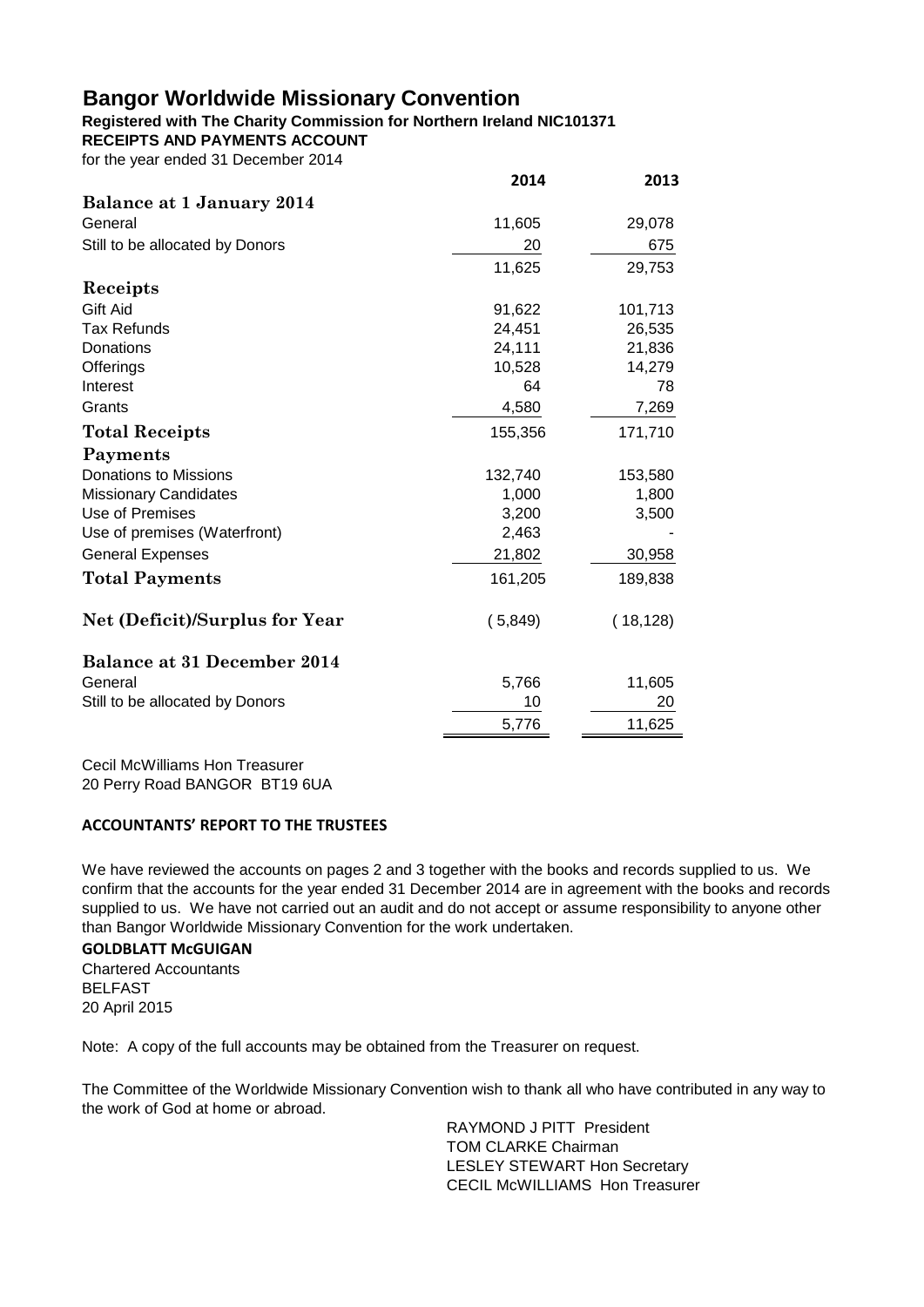# Bangor Worldwide Missionary Convention

**Registered with The Charity Commission for Northern Ireland NIC101371**

**RECEIPTS AND PAYMENTS ACCOUNT**

for the year ended 31 December 2014

| | 2014 | 2013 |
|---|---|---|
| **Balance at 1 January 2014** | | |
| General | 11,605 | 29,078 |
| Still to be allocated by Donors | 20 | 675 |
| | 11,625 | 29,753 |
| **Receipts** | | |
| Gift Aid | 91,622 | 101,713 |
| Tax Refunds | 24,451 | 26,535 |
| Donations | 24,111 | 21,836 |
| Offerings | 10,528 | 14,279 |
| Interest | 64 | 78 |
| Grants | 4,580 | 7,269 |
| **Total Receipts** | 155,356 | 171,710 |
| **Payments** | | |
| Donations to Missions | 132,740 | 153,580 |
| Missionary Candidates | 1,000 | 1,800 |
| Use of Premises | 3,200 | 3,500 |
| Use of premises (Waterfront) | 2,463 | - |
| General Expenses | 21,802 | 30,958 |
| **Total Payments** | 161,205 | 189,838 |
| **Net (Deficit)/Surplus for Year** | ( 5,849) | ( 18,128) |
| **Balance at 31 December 2014** | | |
| General | 5,766 | 11,605 |
| Still to be allocated by Donors | 10 | 20 |
| | 5,776 | 11,625 |

Cecil McWilliams Hon Treasurer
20 Perry Road BANGOR BT19 6UA

**ACCOUNTANTS' REPORT TO THE TRUSTEES**

We have reviewed the accounts on pages 2 and 3 together with the books and records supplied to us. We confirm that the accounts for the year ended 31 December 2014 are in agreement with the books and records supplied to us. We have not carried out an audit and do not accept or assume responsibility to anyone other than Bangor Worldwide Missionary Convention for the work undertaken.

**GOLDBLATT McGUIGAN**
Chartered Accountants
BELFAST
20 April 2015

Note: A copy of the full accounts may be obtained from the Treasurer on request.

The Committee of the Worldwide Missionary Convention wish to thank all who have contributed in any way to the work of God at home or abroad.

RAYMOND J PITT President
TOM CLARKE Chairman
LESLEY STEWART Hon Secretary
CECIL McWILLIAMS Hon Treasurer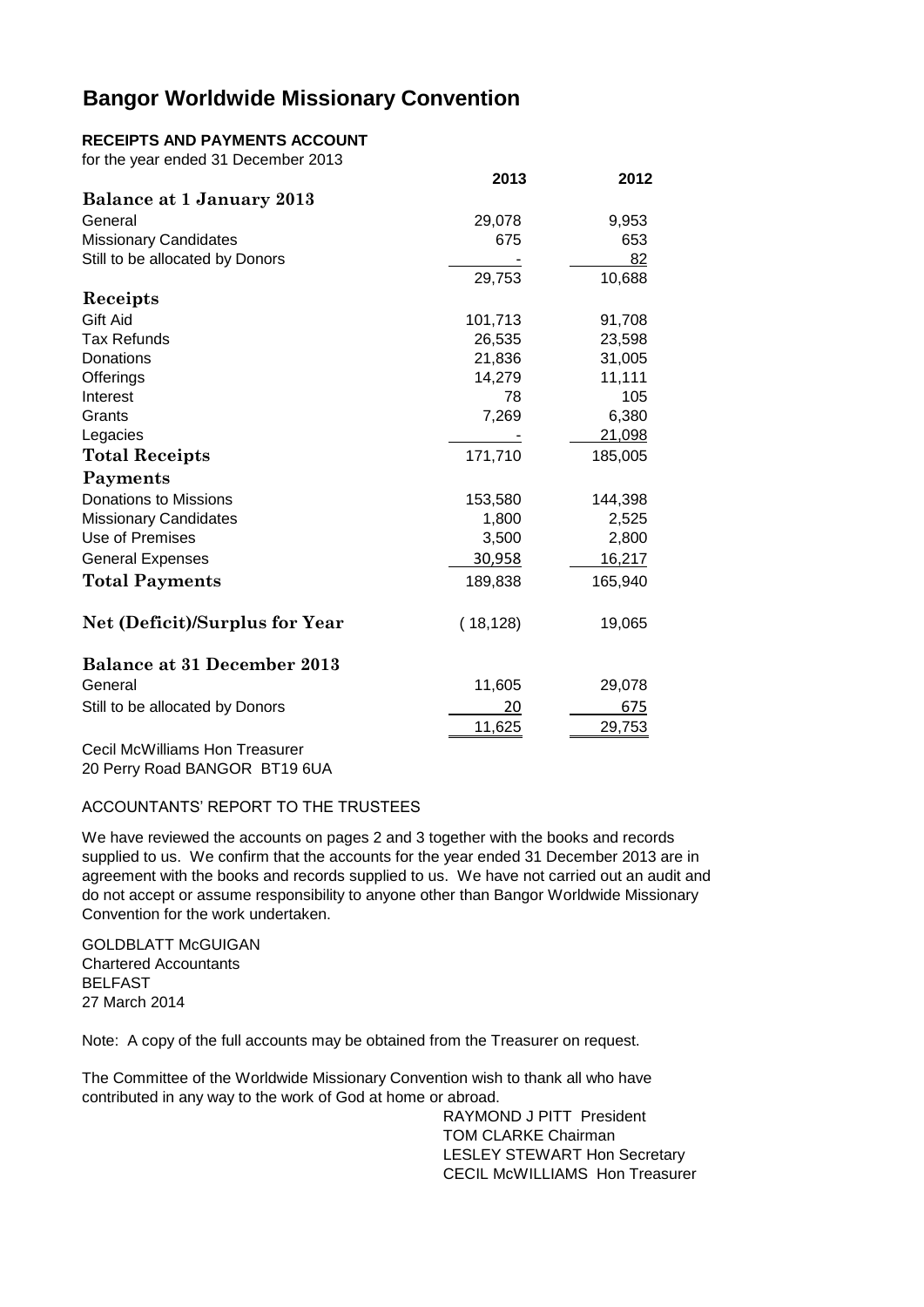# Bangor Worldwide Missionary Convention

**RECEIPTS AND PAYMENTS ACCOUNT**

for the year ended 31 December 2013

| | 2013 | 2012 |
|---|---|---|
| **Balance at 1 January 2013** | | |
| General | 29,078 | 9,953 |
| Missionary Candidates | 675 | 653 |
| Still to be allocated by Donors | - | 82 |
| | 29,753 | 10,688 |
| **Receipts** | | |
| Gift Aid | 101,713 | 91,708 |
| Tax Refunds | 26,535 | 23,598 |
| Donations | 21,836 | 31,005 |
| Offerings | 14,279 | 11,111 |
| Interest | 78 | 105 |
| Grants | 7,269 | 6,380 |
| Legacies | - | 21,098 |
| **Total Receipts** | 171,710 | 185,005 |
| **Payments** | | |
| Donations to Missions | 153,580 | 144,398 |
| Missionary Candidates | 1,800 | 2,525 |
| Use of Premises | 3,500 | 2,800 |
| General Expenses | 30,958 | 16,217 |
| **Total Payments** | 189,838 | 165,940 |
| **Net (Deficit)/Surplus for Year** | ( 18,128) | 19,065 |
| **Balance at 31 December 2013** | | |
| General | 11,605 | 29,078 |
| Still to be allocated by Donors | 20 | 675 |
| | 11,625 | 29,753 |

Cecil McWilliams Hon Treasurer
20 Perry Road BANGOR BT19 6UA

ACCOUNTANTS' REPORT TO THE TRUSTEES

We have reviewed the accounts on pages 2 and 3 together with the books and records supplied to us. We confirm that the accounts for the year ended 31 December 2013 are in agreement with the books and records supplied to us. We have not carried out an audit and do not accept or assume responsibility to anyone other than Bangor Worldwide Missionary Convention for the work undertaken.

GOLDBLATT McGUIGAN
Chartered Accountants
BELFAST
27 March 2014

Note: A copy of the full accounts may be obtained from the Treasurer on request.

The Committee of the Worldwide Missionary Convention wish to thank all who have contributed in any way to the work of God at home or abroad.

RAYMOND J PITT President
TOM CLARKE Chairman
LESLEY STEWART Hon Secretary
CECIL McWILLIAMS Hon Treasurer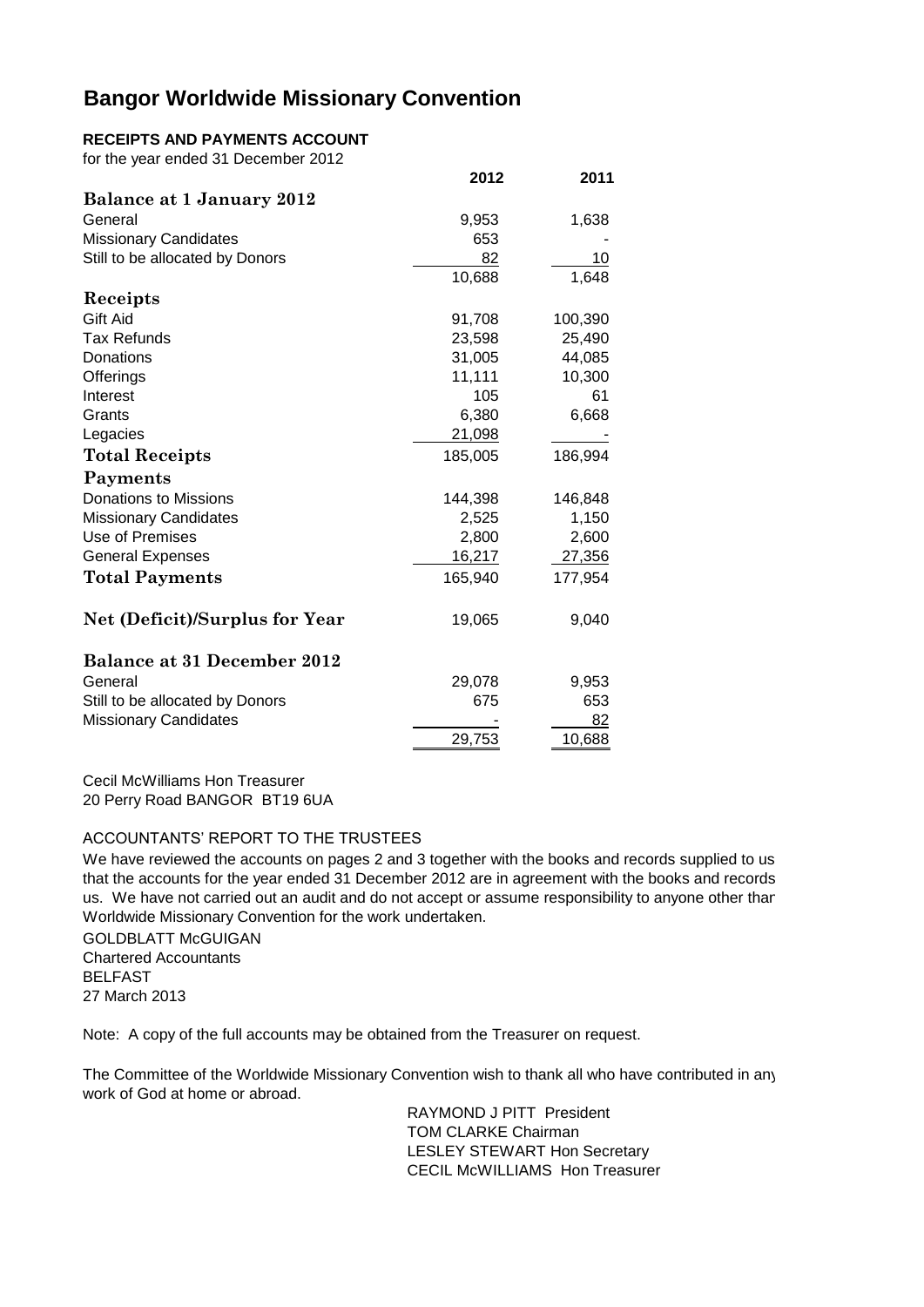# Bangor Worldwide Missionary Convention

**RECEIPTS AND PAYMENTS ACCOUNT**

for the year ended 31 December 2012

| | 2012 | 2011 |
|---|---|---|
| **Balance at 1 January 2012** | | |
| General | 9,953 | 1,638 |
| Missionary Candidates | 653 | - |
| Still to be allocated by Donors | 82 | 10 |
| | 10,688 | 1,648 |
| **Receipts** | | |
| Gift Aid | 91,708 | 100,390 |
| Tax Refunds | 23,598 | 25,490 |
| Donations | 31,005 | 44,085 |
| Offerings | 11,111 | 10,300 |
| Interest | 105 | 61 |
| Grants | 6,380 | 6,668 |
| Legacies | 21,098 | - |
| **Total Receipts** | 185,005 | 186,994 |
| **Payments** | | |
| Donations to Missions | 144,398 | 146,848 |
| Missionary Candidates | 2,525 | 1,150 |
| Use of Premises | 2,800 | 2,600 |
| General Expenses | 16,217 | 27,356 |
| **Total Payments** | 165,940 | 177,954 |
| **Net (Deficit)/Surplus for Year** | 19,065 | 9,040 |
| **Balance at 31 December 2012** | | |
| General | 29,078 | 9,953 |
| Still to be allocated by Donors | 675 | 653 |
| Missionary Candidates | - | 82 |
| | 29,753 | 10,688 |

Cecil McWilliams Hon Treasurer
20 Perry Road BANGOR BT19 6UA

ACCOUNTANTS' REPORT TO THE TRUSTEES

We have reviewed the accounts on pages 2 and 3 together with the books and records supplied to us that the accounts for the year ended 31 December 2012 are in agreement with the books and records us. We have not carried out an audit and do not accept or assume responsibility to anyone other thar Worldwide Missionary Convention for the work undertaken.

GOLDBLATT McGUIGAN
Chartered Accountants
BELFAST
27 March 2013

Note: A copy of the full accounts may be obtained from the Treasurer on request.

The Committee of the Worldwide Missionary Convention wish to thank all who have contributed in any work of God at home or abroad.

RAYMOND J PITT President
TOM CLARKE Chairman
LESLEY STEWART Hon Secretary
CECIL McWILLIAMS Hon Treasurer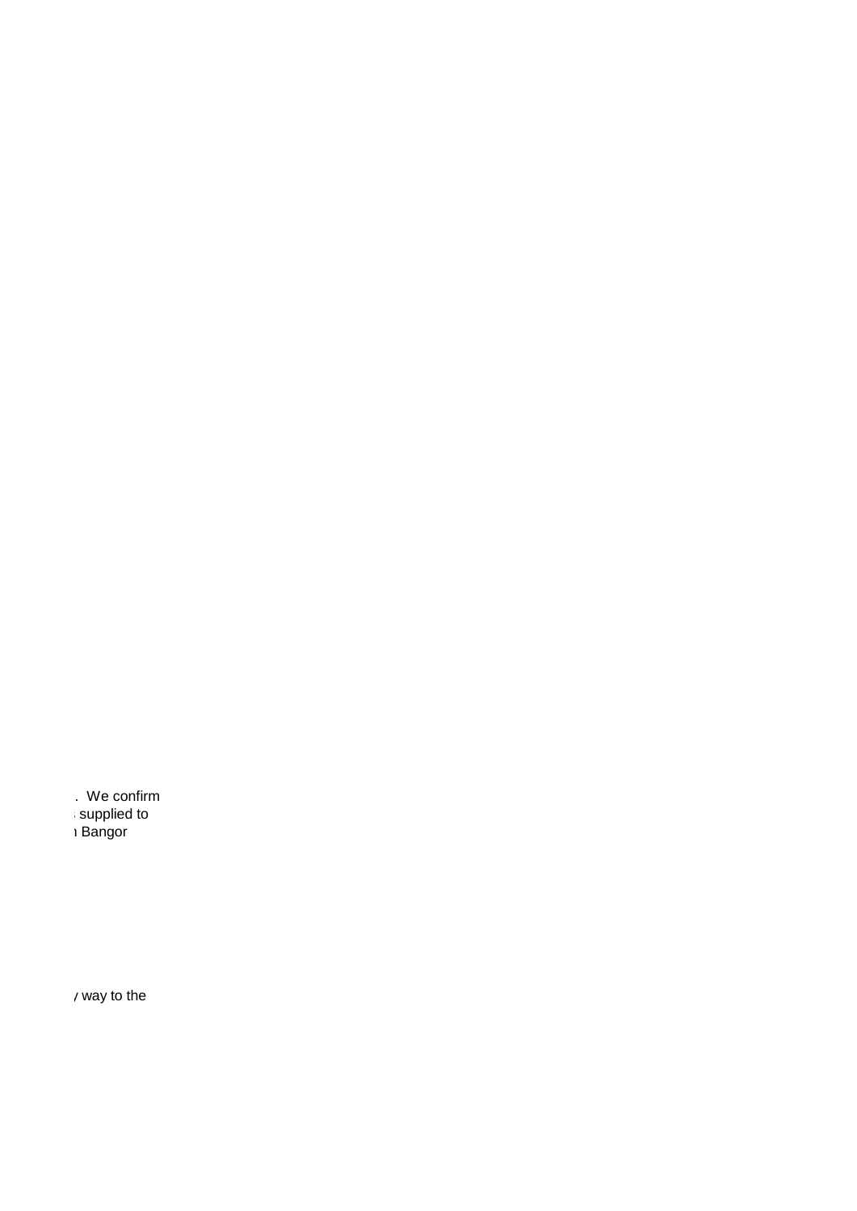. We confirm
supplied to
Bangor

way to the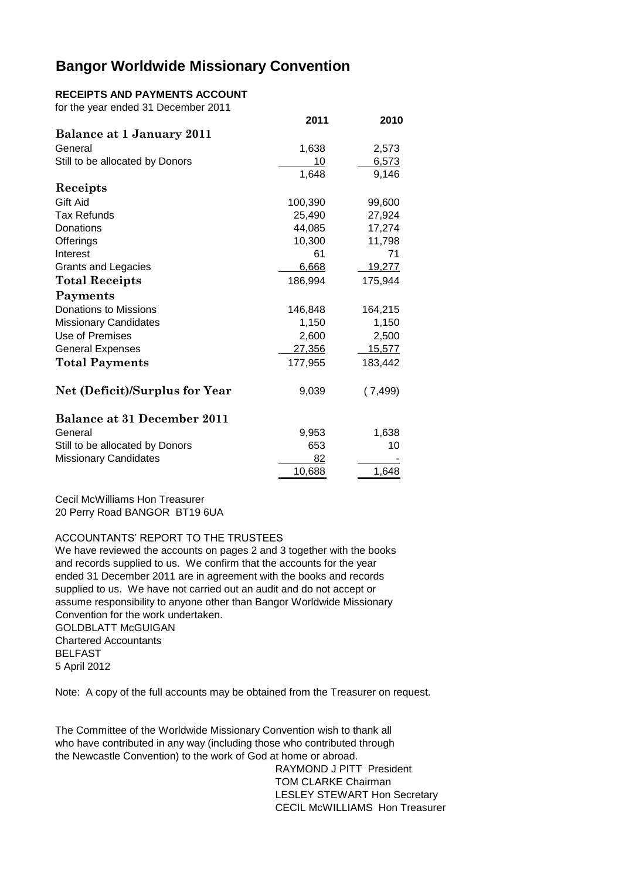# Bangor Worldwide Missionary Convention

**RECEIPTS AND PAYMENTS ACCOUNT**
for the year ended 31 December 2011

| | 2011 | 2010 |
|---|---|---|
| **Balance at 1 January 2011** | | |
| General | 1,638 | 2,573 |
| Still to be allocated by Donors | 10 | 6,573 |
| | 1,648 | 9,146 |
| **Receipts** | | |
| Gift Aid | 100,390 | 99,600 |
| Tax Refunds | 25,490 | 27,924 |
| Donations | 44,085 | 17,274 |
| Offerings | 10,300 | 11,798 |
| Interest | 61 | 71 |
| Grants and Legacies | 6,668 | 19,277 |
| **Total Receipts** | 186,994 | 175,944 |
| **Payments** | | |
| Donations to Missions | 146,848 | 164,215 |
| Missionary Candidates | 1,150 | 1,150 |
| Use of Premises | 2,600 | 2,500 |
| General Expenses | 27,356 | 15,577 |
| **Total Payments** | 177,955 | 183,442 |
| **Net (Deficit)/Surplus for Year** | 9,039 | ( 7,499) |
| **Balance at 31 December 2011** | | |
| General | 9,953 | 1,638 |
| Still to be allocated by Donors | 653 | 10 |
| Missionary Candidates | 82 | - |
| | 10,688 | 1,648 |

Cecil McWilliams Hon Treasurer
20 Perry Road BANGOR BT19 6UA

ACCOUNTANTS' REPORT TO THE TRUSTEES
We have reviewed the accounts on pages 2 and 3 together with the books and records supplied to us. We confirm that the accounts for the year ended 31 December 2011 are in agreement with the books and records supplied to us. We have not carried out an audit and do not accept or assume responsibility to anyone other than Bangor Worldwide Missionary Convention for the work undertaken.
GOLDBLATT McGUIGAN
Chartered Accountants
BELFAST
5 April 2012

Note: A copy of the full accounts may be obtained from the Treasurer on request.

The Committee of the Worldwide Missionary Convention wish to thank all who have contributed in any way (including those who contributed through the Newcastle Convention) to the work of God at home or abroad.

RAYMOND J PITT President
TOM CLARKE Chairman
LESLEY STEWART Hon Secretary
CECIL McWILLIAMS Hon Treasurer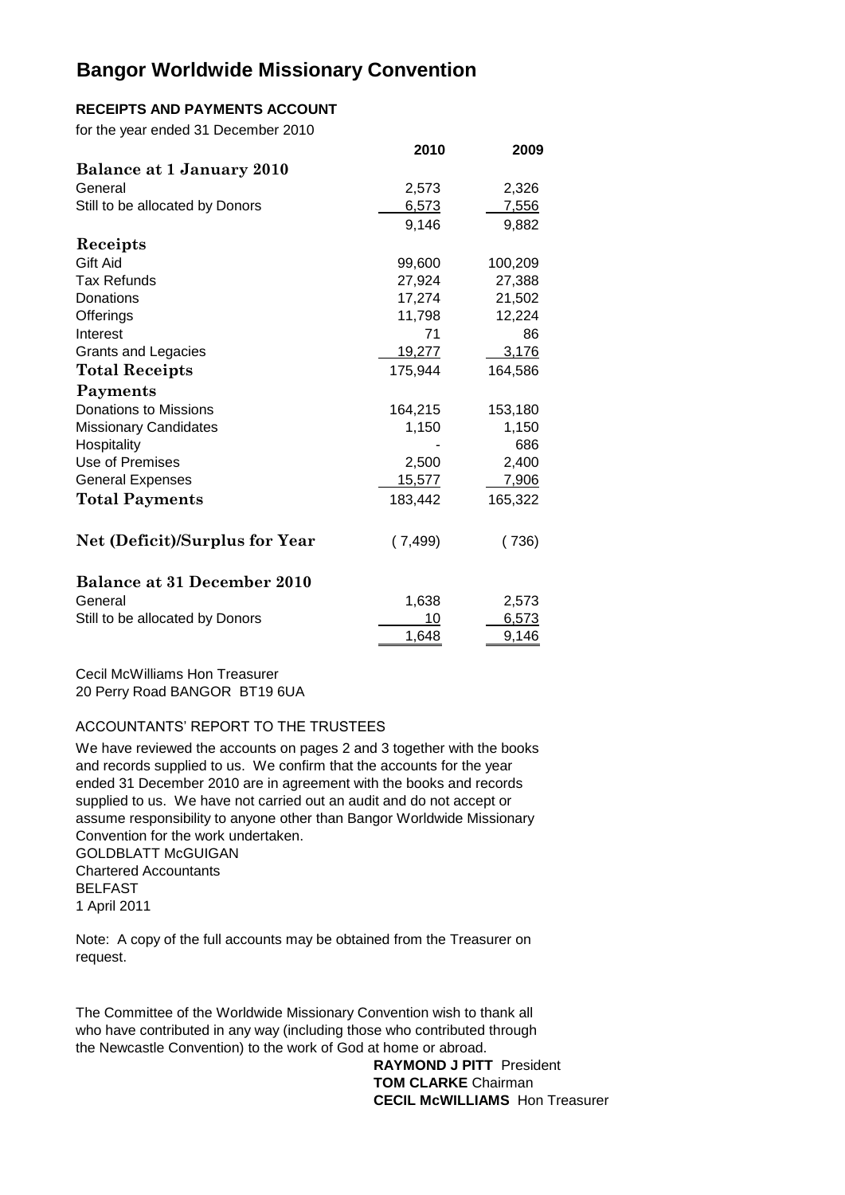# Bangor Worldwide Missionary Convention

**RECEIPTS AND PAYMENTS ACCOUNT**

for the year ended 31 December 2010

| | 2010 | 2009 |
|---|---|---|
| **Balance at 1 January 2010** | | |
| General | 2,573 | 2,326 |
| Still to be allocated by Donors | 6,573 | 7,556 |
| | 9,146 | 9,882 |
| **Receipts** | | |
| Gift Aid | 99,600 | 100,209 |
| Tax Refunds | 27,924 | 27,388 |
| Donations | 17,274 | 21,502 |
| Offerings | 11,798 | 12,224 |
| Interest | 71 | 86 |
| Grants and Legacies | 19,277 | 3,176 |
| **Total Receipts** | 175,944 | 164,586 |
| **Payments** | | |
| Donations to Missions | 164,215 | 153,180 |
| Missionary Candidates | 1,150 | 1,150 |
| Hospitality | - | 686 |
| Use of Premises | 2,500 | 2,400 |
| General Expenses | 15,577 | 7,906 |
| **Total Payments** | 183,442 | 165,322 |
| **Net (Deficit)/Surplus for Year** | ( 7,499) | ( 736) |
| **Balance at 31 December 2010** | | |
| General | 1,638 | 2,573 |
| Still to be allocated by Donors | 10 | 6,573 |
| | 1,648 | 9,146 |

Cecil McWilliams Hon Treasurer
20 Perry Road BANGOR BT19 6UA

ACCOUNTANTS' REPORT TO THE TRUSTEES

We have reviewed the accounts on pages 2 and 3 together with the books and records supplied to us. We confirm that the accounts for the year ended 31 December 2010 are in agreement with the books and records supplied to us. We have not carried out an audit and do not accept or assume responsibility to anyone other than Bangor Worldwide Missionary Convention for the work undertaken.
GOLDBLATT McGUIGAN
Chartered Accountants
BELFAST
1 April 2011

Note: A copy of the full accounts may be obtained from the Treasurer on request.

The Committee of the Worldwide Missionary Convention wish to thank all who have contributed in any way (including those who contributed through the Newcastle Convention) to the work of God at home or abroad.

**RAYMOND J PITT** President
**TOM CLARKE** Chairman
**CECIL McWILLIAMS** Hon Treasurer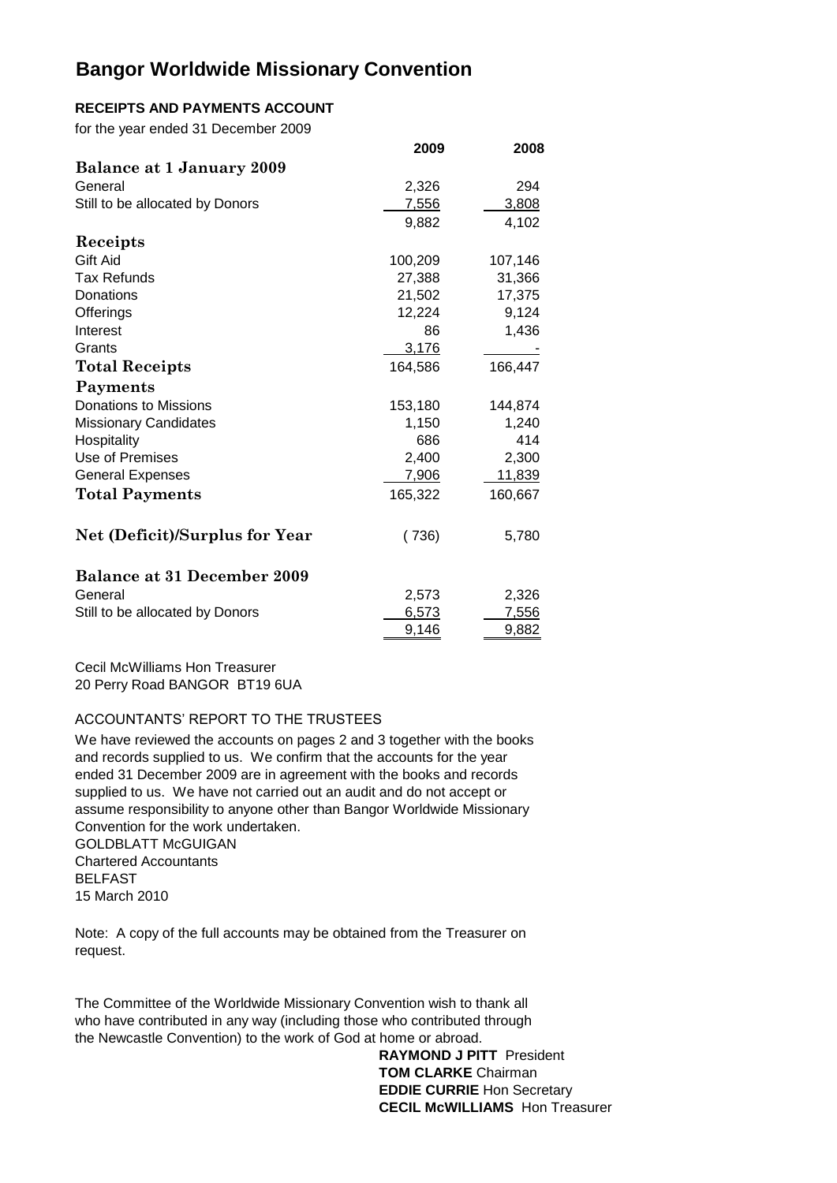# Bangor Worldwide Missionary Convention

**RECEIPTS AND PAYMENTS ACCOUNT**

for the year ended 31 December 2009

| | **2009** | **2008** |
|---|---|---|
| **Balance at 1 January 2009** | | |
| General | 2,326 | 294 |
| Still to be allocated by Donors | 7,556 | 3,808 |
| | 9,882 | 4,102 |
| **Receipts** | | |
| Gift Aid | 100,209 | 107,146 |
| Tax Refunds | 27,388 | 31,366 |
| Donations | 21,502 | 17,375 |
| Offerings | 12,224 | 9,124 |
| Interest | 86 | 1,436 |
| Grants | 3,176 | - |
| **Total Receipts** | 164,586 | 166,447 |
| **Payments** | | |
| Donations to Missions | 153,180 | 144,874 |
| Missionary Candidates | 1,150 | 1,240 |
| Hospitality | 686 | 414 |
| Use of Premises | 2,400 | 2,300 |
| General Expenses | 7,906 | 11,839 |
| **Total Payments** | 165,322 | 160,667 |
| **Net (Deficit)/Surplus for Year** | ( 736) | 5,780 |
| **Balance at 31 December 2009** | | |
| General | 2,573 | 2,326 |
| Still to be allocated by Donors | 6,573 | 7,556 |
| | 9,146 | 9,882 |

Cecil McWilliams Hon Treasurer
20 Perry Road BANGOR BT19 6UA

ACCOUNTANTS' REPORT TO THE TRUSTEES

We have reviewed the accounts on pages 2 and 3 together with the books and records supplied to us. We confirm that the accounts for the year ended 31 December 2009 are in agreement with the books and records supplied to us. We have not carried out an audit and do not accept or assume responsibility to anyone other than Bangor Worldwide Missionary Convention for the work undertaken.
GOLDBLATT McGUIGAN
Chartered Accountants
BELFAST
15 March 2010

Note: A copy of the full accounts may be obtained from the Treasurer on request.

The Committee of the Worldwide Missionary Convention wish to thank all who have contributed in any way (including those who contributed through the Newcastle Convention) to the work of God at home or abroad.

**RAYMOND J PITT** President
**TOM CLARKE** Chairman
**EDDIE CURRIE** Hon Secretary
**CECIL McWILLIAMS** Hon Treasurer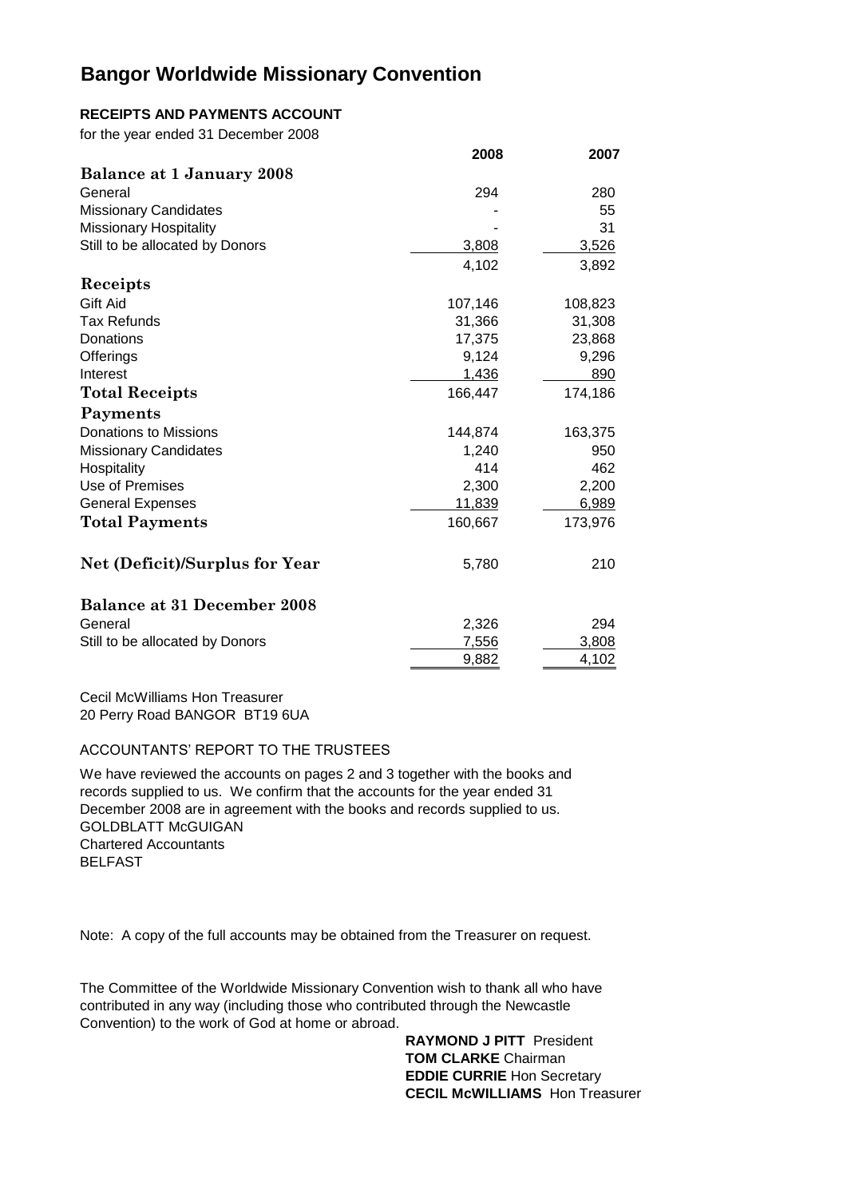# Bangor Worldwide Missionary Convention

### RECEIPTS AND PAYMENTS ACCOUNT

for the year ended 31 December 2008

| | 2008 | 2007 |
|---|---|---|
| **Balance at 1 January 2008** | | |
| General | 294 | 280 |
| Missionary Candidates | - | 55 |
| Missionary Hospitality | - | 31 |
| Still to be allocated by Donors | 3,808 | 3,526 |
| | 4,102 | 3,892 |
| **Receipts** | | |
| Gift Aid | 107,146 | 108,823 |
| Tax Refunds | 31,366 | 31,308 |
| Donations | 17,375 | 23,868 |
| Offerings | 9,124 | 9,296 |
| Interest | 1,436 | 890 |
| **Total Receipts** | 166,447 | 174,186 |
| **Payments** | | |
| Donations to Missions | 144,874 | 163,375 |
| Missionary Candidates | 1,240 | 950 |
| Hospitality | 414 | 462 |
| Use of Premises | 2,300 | 2,200 |
| General Expenses | 11,839 | 6,989 |
| **Total Payments** | 160,667 | 173,976 |
| **Net (Deficit)/Surplus for Year** | 5,780 | 210 |
| **Balance at 31 December 2008** | | |
| General | 2,326 | 294 |
| Still to be allocated by Donors | 7,556 | 3,808 |
| | 9,882 | 4,102 |

Cecil McWilliams Hon Treasurer
20 Perry Road BANGOR BT19 6UA

ACCOUNTANTS' REPORT TO THE TRUSTEES

We have reviewed the accounts on pages 2 and 3 together with the books and records supplied to us. We confirm that the accounts for the year ended 31 December 2008 are in agreement with the books and records supplied to us.
GOLDBLATT McGUIGAN
Chartered Accountants
BELFAST

Note: A copy of the full accounts may be obtained from the Treasurer on request.

The Committee of the Worldwide Missionary Convention wish to thank all who have contributed in any way (including those who contributed through the Newcastle Convention) to the work of God at home or abroad.

**RAYMOND J PITT** President
**TOM CLARKE** Chairman
**EDDIE CURRIE** Hon Secretary
**CECIL McWILLIAMS** Hon Treasurer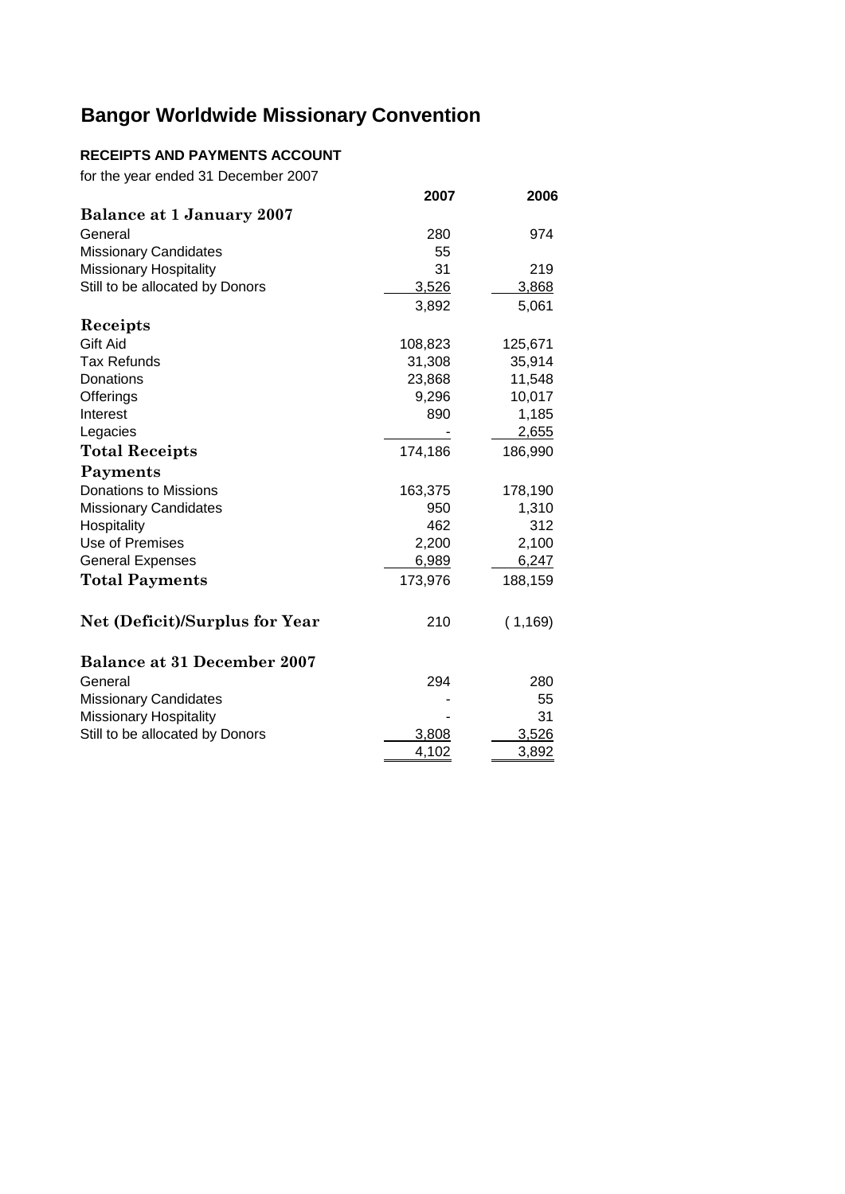# Bangor Worldwide Missionary Convention

## RECEIPTS AND PAYMENTS ACCOUNT

for the year ended 31 December 2007

| | 2007 | 2006 |
|---|---|---|
| **Balance at 1 January 2007** | | |
| General | 280 | 974 |
| Missionary Candidates | 55 | |
| Missionary Hospitality | 31 | 219 |
| Still to be allocated by Donors | 3,526 | 3,868 |
| | 3,892 | 5,061 |
| **Receipts** | | |
| Gift Aid | 108,823 | 125,671 |
| Tax Refunds | 31,308 | 35,914 |
| Donations | 23,868 | 11,548 |
| Offerings | 9,296 | 10,017 |
| Interest | 890 | 1,185 |
| Legacies | - | 2,655 |
| **Total Receipts** | 174,186 | 186,990 |
| **Payments** | | |
| Donations to Missions | 163,375 | 178,190 |
| Missionary Candidates | 950 | 1,310 |
| Hospitality | 462 | 312 |
| Use of Premises | 2,200 | 2,100 |
| General Expenses | 6,989 | 6,247 |
| **Total Payments** | 173,976 | 188,159 |
| **Net (Deficit)/Surplus for Year** | 210 | ( 1,169) |
| **Balance at 31 December 2007** | | |
| General | 294 | 280 |
| Missionary Candidates | - | 55 |
| Missionary Hospitality | - | 31 |
| Still to be allocated by Donors | 3,808 | 3,526 |
| | 4,102 | 3,892 |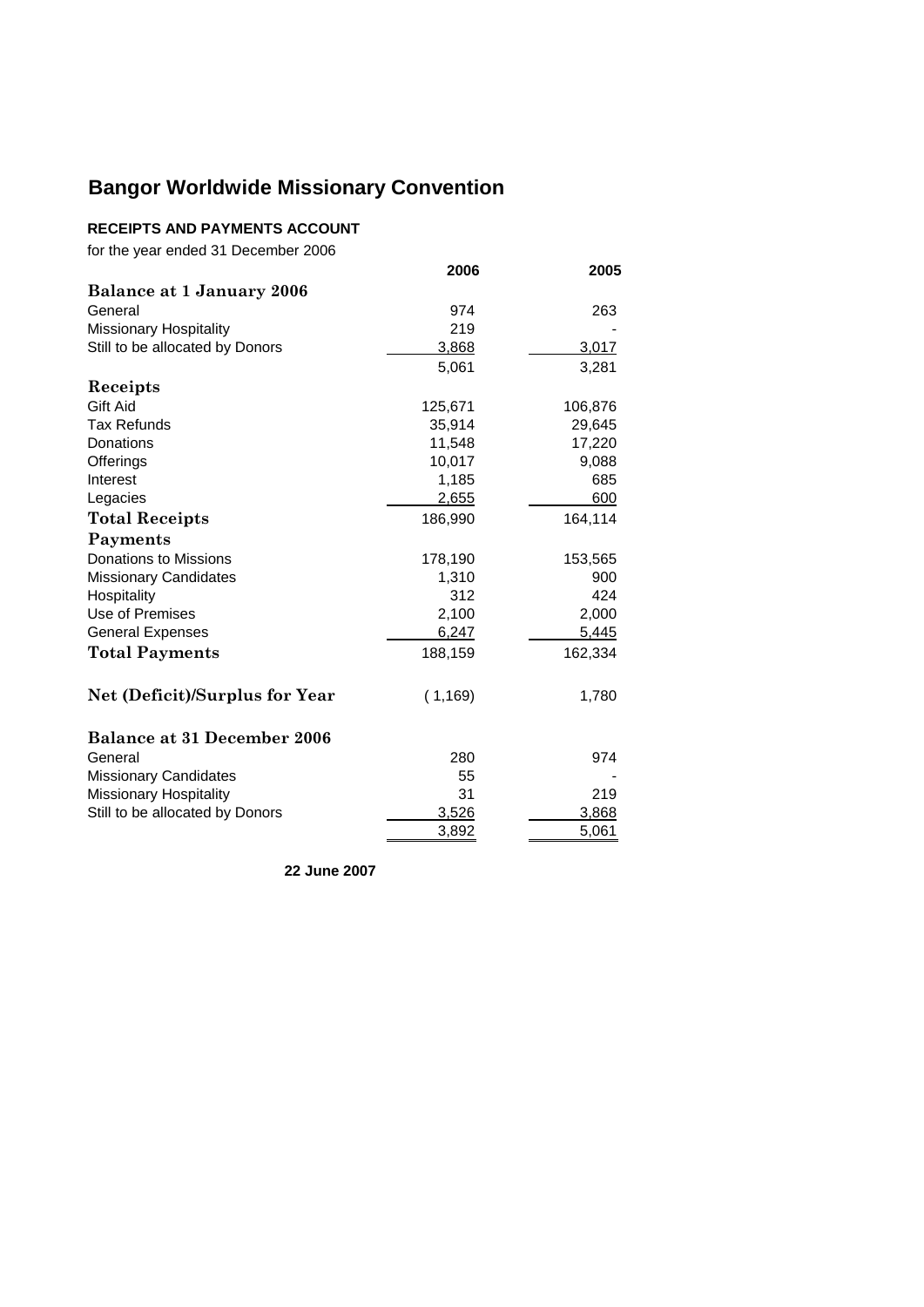# Bangor Worldwide Missionary Convention

### RECEIPTS AND PAYMENTS ACCOUNT

for the year ended 31 December 2006

| | 2006 | 2005 |
|---|---|---|
| **Balance at 1 January 2006** | | |
| General | 974 | 263 |
| Missionary Hospitality | 219 | - |
| Still to be allocated by Donors | 3,868 | 3,017 |
| | 5,061 | 3,281 |
| **Receipts** | | |
| Gift Aid | 125,671 | 106,876 |
| Tax Refunds | 35,914 | 29,645 |
| Donations | 11,548 | 17,220 |
| Offerings | 10,017 | 9,088 |
| Interest | 1,185 | 685 |
| Legacies | 2,655 | 600 |
| **Total Receipts** | 186,990 | 164,114 |
| **Payments** | | |
| Donations to Missions | 178,190 | 153,565 |
| Missionary Candidates | 1,310 | 900 |
| Hospitality | 312 | 424 |
| Use of Premises | 2,100 | 2,000 |
| General Expenses | 6,247 | 5,445 |
| **Total Payments** | 188,159 | 162,334 |
| **Net (Deficit)/Surplus for Year** | ( 1,169) | 1,780 |
| **Balance at 31 December 2006** | | |
| General | 280 | 974 |
| Missionary Candidates | 55 | - |
| Missionary Hospitality | 31 | 219 |
| Still to be allocated by Donors | 3,526 | 3,868 |
| | 3,892 | 5,061 |

**22 June 2007**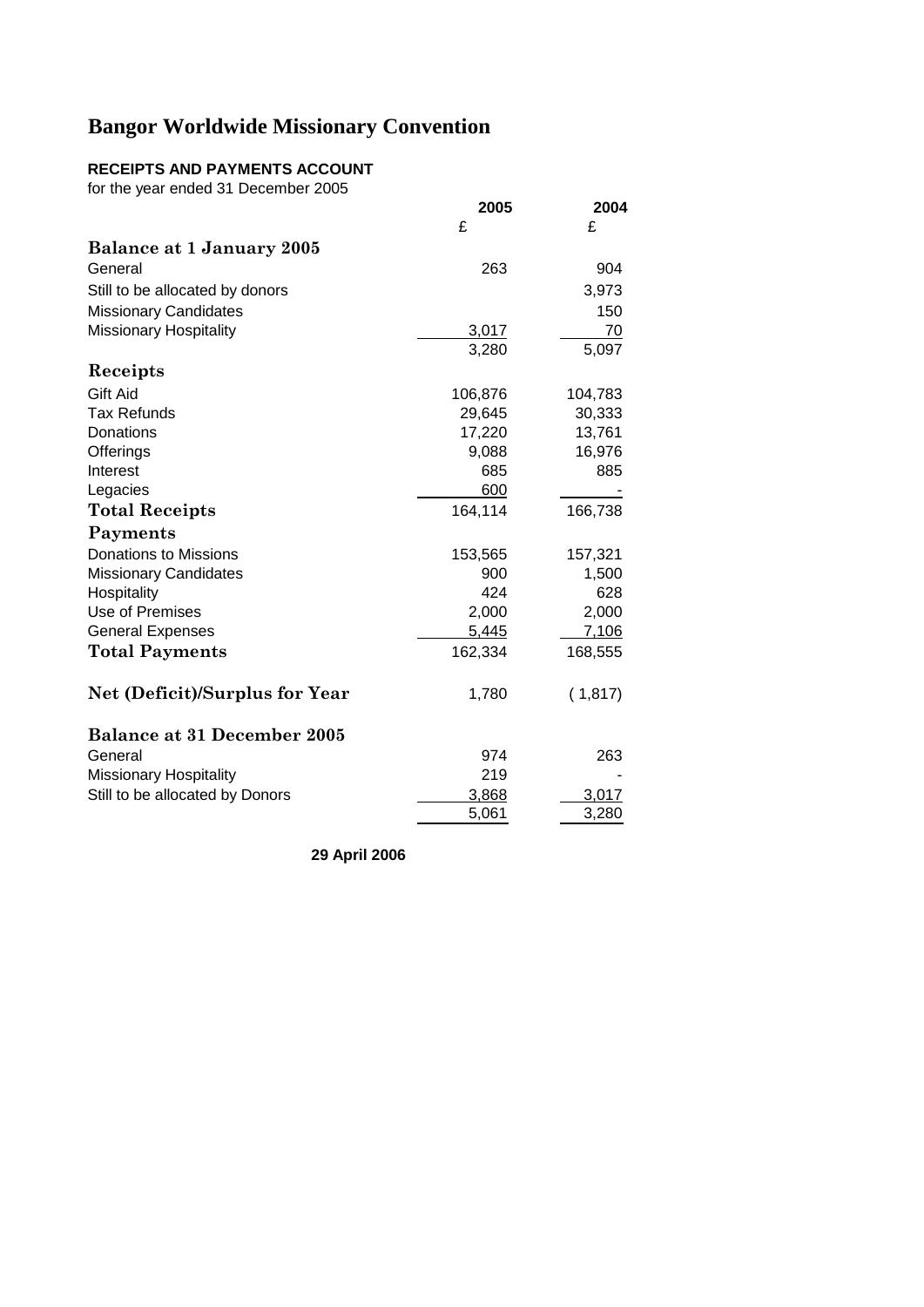# Bangor Worldwide Missionary Convention

**RECEIPTS AND PAYMENTS ACCOUNT**

for the year ended 31 December 2005

| | 2005 | 2004 |
|---|---|---|
| | £ | £ |
| **Balance at 1 January 2005** | | |
| General | 263 | 904 |
| Still to be allocated by donors | | 3,973 |
| Missionary Candidates | | 150 |
| Missionary Hospitality | 3,017 | 70 |
| | 3,280 | 5,097 |
| **Receipts** | | |
| Gift Aid | 106,876 | 104,783 |
| Tax Refunds | 29,645 | 30,333 |
| Donations | 17,220 | 13,761 |
| Offerings | 9,088 | 16,976 |
| Interest | 685 | 885 |
| Legacies | 600 | - |
| **Total Receipts** | 164,114 | 166,738 |
| **Payments** | | |
| Donations to Missions | 153,565 | 157,321 |
| Missionary Candidates | 900 | 1,500 |
| Hospitality | 424 | 628 |
| Use of Premises | 2,000 | 2,000 |
| General Expenses | 5,445 | 7,106 |
| **Total Payments** | 162,334 | 168,555 |
| **Net (Deficit)/Surplus for Year** | 1,780 | ( 1,817) |
| **Balance at 31 December 2005** | | |
| General | 974 | 263 |
| Missionary Hospitality | 219 | - |
| Still to be allocated by Donors | 3,868 | 3,017 |
| | 5,061 | 3,280 |

**29 April 2006**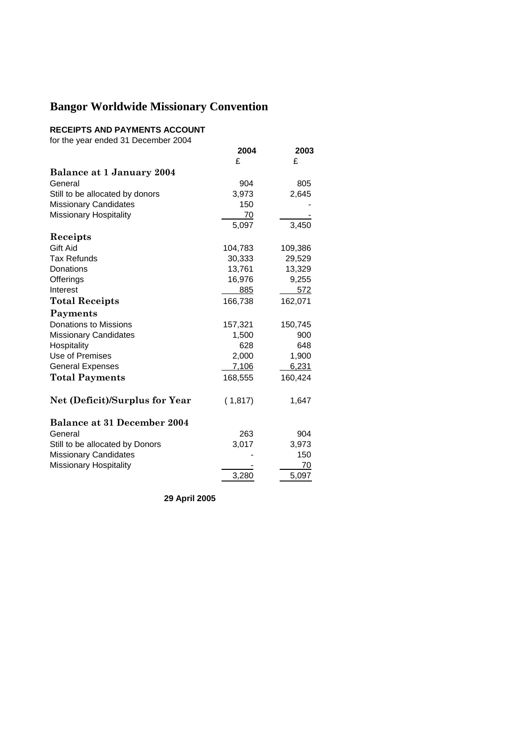# Bangor Worldwide Missionary Convention

**RECEIPTS AND PAYMENTS ACCOUNT**

for the year ended 31 December 2004

| | 2004 | 2003 |
|---|---|---|
| | £ | £ |
| **Balance at 1 January 2004** | | |
| General | 904 | 805 |
| Still to be allocated by donors | 3,973 | 2,645 |
| Missionary Candidates | 150 | - |
| Missionary Hospitality | 70 | - |
| | 5,097 | 3,450 |
| **Receipts** | | |
| Gift Aid | 104,783 | 109,386 |
| Tax Refunds | 30,333 | 29,529 |
| Donations | 13,761 | 13,329 |
| Offerings | 16,976 | 9,255 |
| Interest | 885 | 572 |
| **Total Receipts** | 166,738 | 162,071 |
| **Payments** | | |
| Donations to Missions | 157,321 | 150,745 |
| Missionary Candidates | 1,500 | 900 |
| Hospitality | 628 | 648 |
| Use of Premises | 2,000 | 1,900 |
| General Expenses | 7,106 | 6,231 |
| **Total Payments** | 168,555 | 160,424 |
| **Net (Deficit)/Surplus for Year** | ( 1,817) | 1,647 |
| **Balance at 31 December 2004** | | |
| General | 263 | 904 |
| Still to be allocated by Donors | 3,017 | 3,973 |
| Missionary Candidates | - | 150 |
| Missionary Hospitality | - | 70 |
| | 3,280 | 5,097 |

**29 April 2005**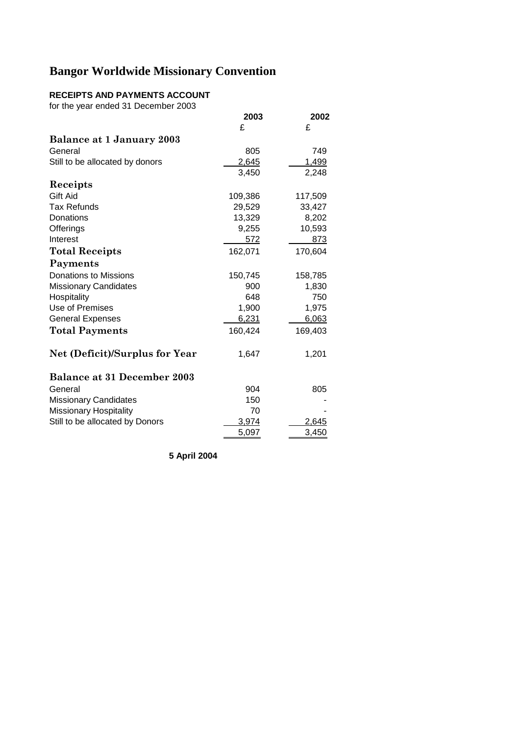# Bangor Worldwide Missionary Convention

**RECEIPTS AND PAYMENTS ACCOUNT**

for the year ended 31 December 2003

| | 2003 | 2002 |
|---|---|---|
| | £ | £ |
| **Balance at 1 January 2003** | | |
| General | 805 | 749 |
| Still to be allocated by donors | 2,645 | 1,499 |
| | 3,450 | 2,248 |
| **Receipts** | | |
| Gift Aid | 109,386 | 117,509 |
| Tax Refunds | 29,529 | 33,427 |
| Donations | 13,329 | 8,202 |
| Offerings | 9,255 | 10,593 |
| Interest | 572 | 873 |
| **Total Receipts** | 162,071 | 170,604 |
| **Payments** | | |
| Donations to Missions | 150,745 | 158,785 |
| Missionary Candidates | 900 | 1,830 |
| Hospitality | 648 | 750 |
| Use of Premises | 1,900 | 1,975 |
| General Expenses | 6,231 | 6,063 |
| **Total Payments** | 160,424 | 169,403 |
| | | |
| **Net (Deficit)/Surplus for Year** | 1,647 | 1,201 |
| | | |
| **Balance at 31 December 2003** | | |
| General | 904 | 805 |
| Missionary Candidates | 150 | - |
| Missionary Hospitality | 70 | - |
| Still to be allocated by Donors | 3,974 | 2,645 |
| | 5,097 | 3,450 |

**5 April 2004**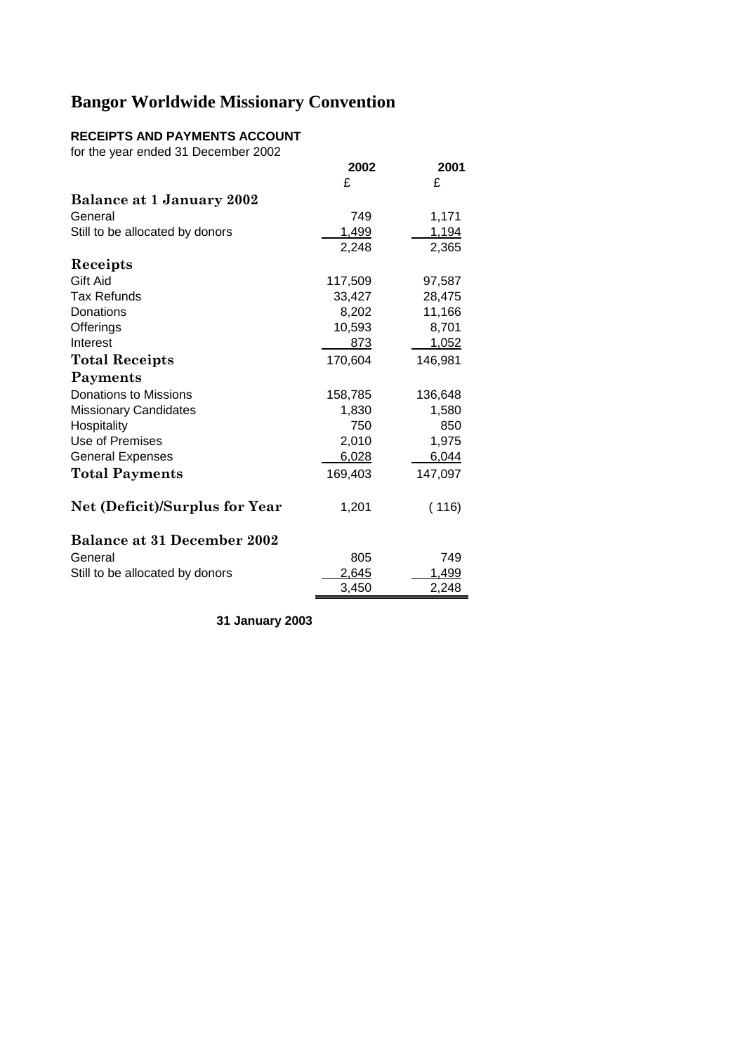# Bangor Worldwide Missionary Convention

**RECEIPTS AND PAYMENTS ACCOUNT**

for the year ended 31 December 2002

| | 2002 | 2001 |
|---|---|---|
| | £ | £ |
| **Balance at 1 January 2002** | | |
| General | 749 | 1,171 |
| Still to be allocated by donors | 1,499 | 1,194 |
| | 2,248 | 2,365 |
| **Receipts** | | |
| Gift Aid | 117,509 | 97,587 |
| Tax Refunds | 33,427 | 28,475 |
| Donations | 8,202 | 11,166 |
| Offerings | 10,593 | 8,701 |
| Interest | 873 | 1,052 |
| **Total Receipts** | 170,604 | 146,981 |
| **Payments** | | |
| Donations to Missions | 158,785 | 136,648 |
| Missionary Candidates | 1,830 | 1,580 |
| Hospitality | 750 | 850 |
| Use of Premises | 2,010 | 1,975 |
| General Expenses | 6,028 | 6,044 |
| **Total Payments** | 169,403 | 147,097 |
| **Net (Deficit)/Surplus for Year** | 1,201 | ( 116) |
| **Balance at 31 December 2002** | | |
| General | 805 | 749 |
| Still to be allocated by donors | 2,645 | 1,499 |
| | 3,450 | 2,248 |

**31 January 2003**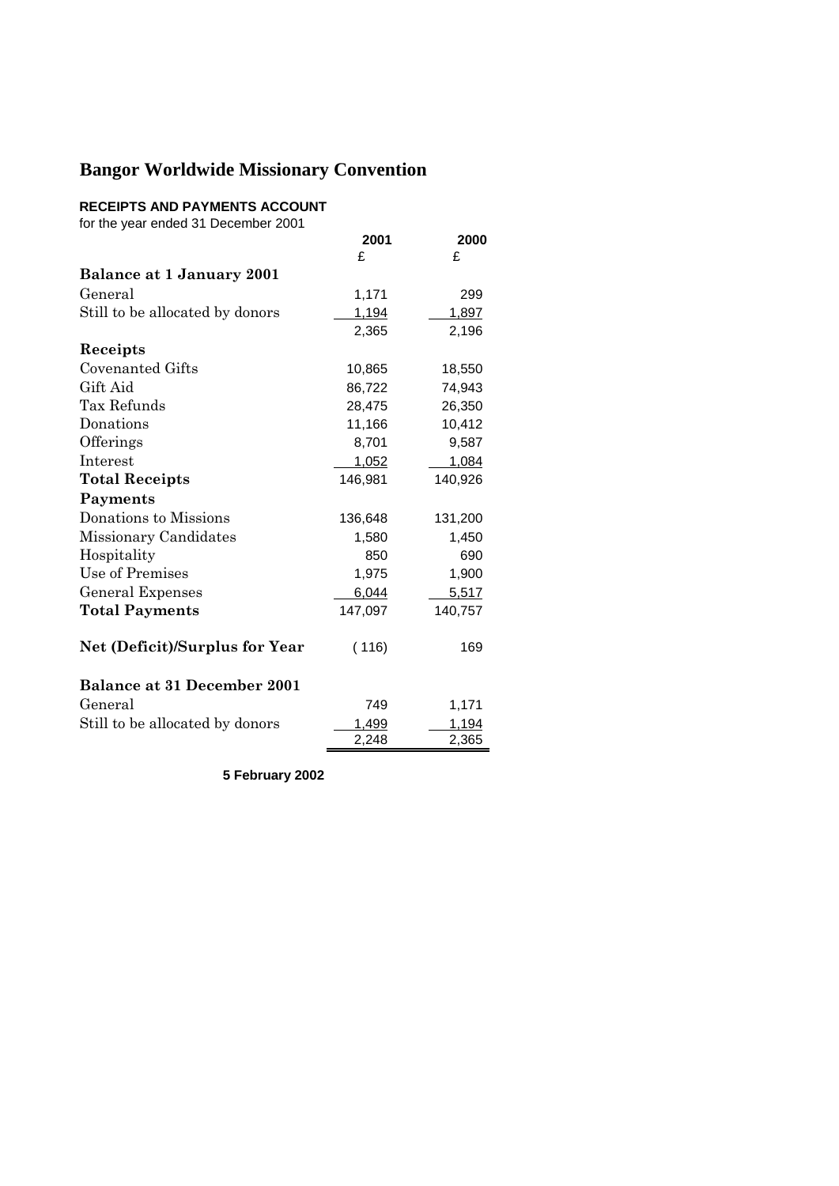# Bangor Worldwide Missionary Convention

**RECEIPTS AND PAYMENTS ACCOUNT**

for the year ended 31 December 2001

| | 2001 | 2000 |
|---|---|---|
| | £ | £ |
| **Balance at 1 January 2001** | | |
| General | 1,171 | 299 |
| Still to be allocated by donors | 1,194 | 1,897 |
| | 2,365 | 2,196 |
| **Receipts** | | |
| Covenanted Gifts | 10,865 | 18,550 |
| Gift Aid | 86,722 | 74,943 |
| Tax Refunds | 28,475 | 26,350 |
| Donations | 11,166 | 10,412 |
| Offerings | 8,701 | 9,587 |
| Interest | 1,052 | 1,084 |
| **Total Receipts** | 146,981 | 140,926 |
| **Payments** | | |
| Donations to Missions | 136,648 | 131,200 |
| Missionary Candidates | 1,580 | 1,450 |
| Hospitality | 850 | 690 |
| Use of Premises | 1,975 | 1,900 |
| General Expenses | 6,044 | 5,517 |
| **Total Payments** | 147,097 | 140,757 |
| **Net (Deficit)/Surplus for Year** | (116) | 169 |
| **Balance at 31 December 2001** | | |
| General | 749 | 1,171 |
| Still to be allocated by donors | 1,499 | 1,194 |
| | 2,248 | 2,365 |

**5 February 2002**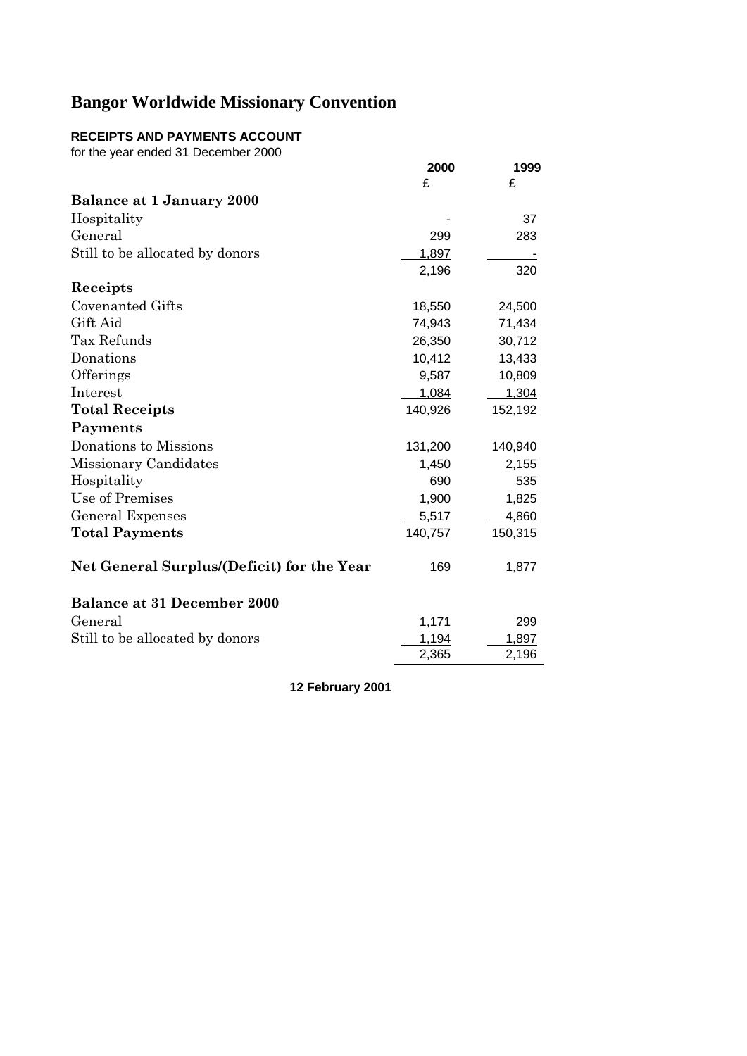# Bangor Worldwide Missionary Convention

**RECEIPTS AND PAYMENTS ACCOUNT**
for the year ended 31 December 2000

| | 2000 | 1999 |
|---|---|---|
| | £ | £ |
| **Balance at 1 January 2000** | | |
| Hospitality | - | 37 |
| General | 299 | 283 |
| Still to be allocated by donors | 1,897 | - |
| | 2,196 | 320 |
| **Receipts** | | |
| Covenanted Gifts | 18,550 | 24,500 |
| Gift Aid | 74,943 | 71,434 |
| Tax Refunds | 26,350 | 30,712 |
| Donations | 10,412 | 13,433 |
| Offerings | 9,587 | 10,809 |
| Interest | 1,084 | 1,304 |
| **Total Receipts** | 140,926 | 152,192 |
| **Payments** | | |
| Donations to Missions | 131,200 | 140,940 |
| Missionary Candidates | 1,450 | 2,155 |
| Hospitality | 690 | 535 |
| Use of Premises | 1,900 | 1,825 |
| General Expenses | 5,517 | 4,860 |
| **Total Payments** | 140,757 | 150,315 |
| **Net General Surplus/(Deficit) for the Year** | 169 | 1,877 |
| **Balance at 31 December 2000** | | |
| General | 1,171 | 299 |
| Still to be allocated by donors | 1,194 | 1,897 |
| | 2,365 | 2,196 |

**12 February 2001**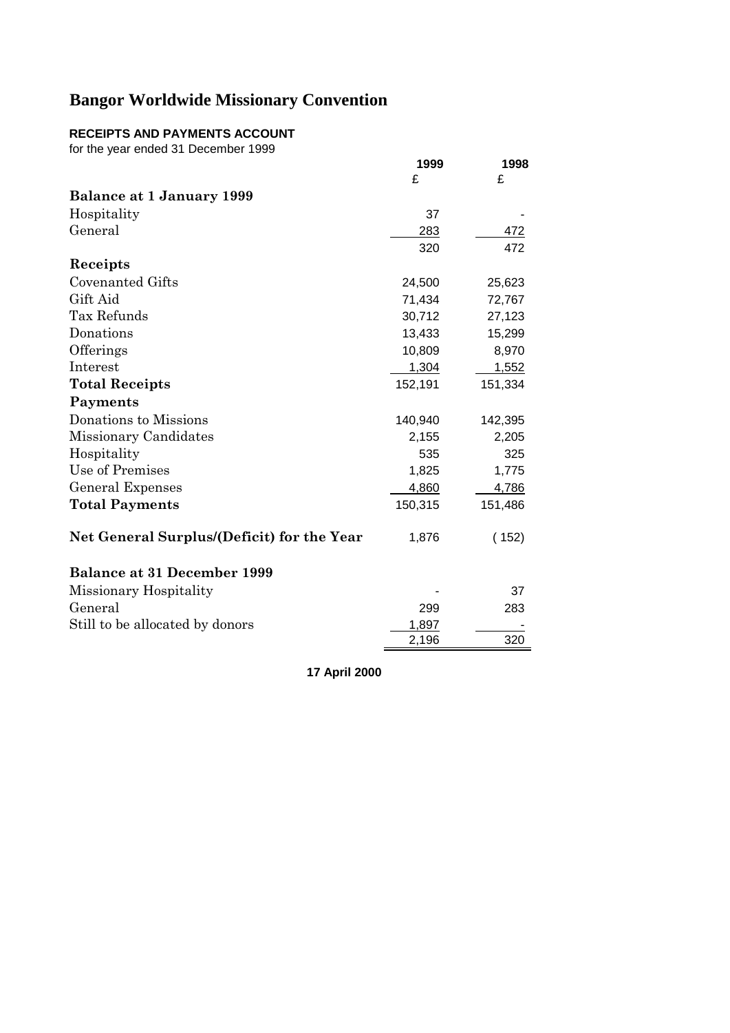# Bangor Worldwide Missionary Convention

**RECEIPTS AND PAYMENTS ACCOUNT**

for the year ended 31 December 1999

| | 1999 | 1998 |
|---|---|---|
| | £ | £ |
| **Balance at 1 January 1999** | | |
| Hospitality | 37 | - |
| General | 283 | 472 |
| | 320 | 472 |
| **Receipts** | | |
| Covenanted Gifts | 24,500 | 25,623 |
| Gift Aid | 71,434 | 72,767 |
| Tax Refunds | 30,712 | 27,123 |
| Donations | 13,433 | 15,299 |
| Offerings | 10,809 | 8,970 |
| Interest | 1,304 | 1,552 |
| **Total Receipts** | 152,191 | 151,334 |
| **Payments** | | |
| Donations to Missions | 140,940 | 142,395 |
| Missionary Candidates | 2,155 | 2,205 |
| Hospitality | 535 | 325 |
| Use of Premises | 1,825 | 1,775 |
| General Expenses | 4,860 | 4,786 |
| **Total Payments** | 150,315 | 151,486 |
| **Net General Surplus/(Deficit) for the Year** | 1,876 | ( 152) |
| **Balance at 31 December 1999** | | |
| Missionary Hospitality | - | 37 |
| General | 299 | 283 |
| Still to be allocated by donors | 1,897 | - |
| | 2,196 | 320 |

**17 April 2000**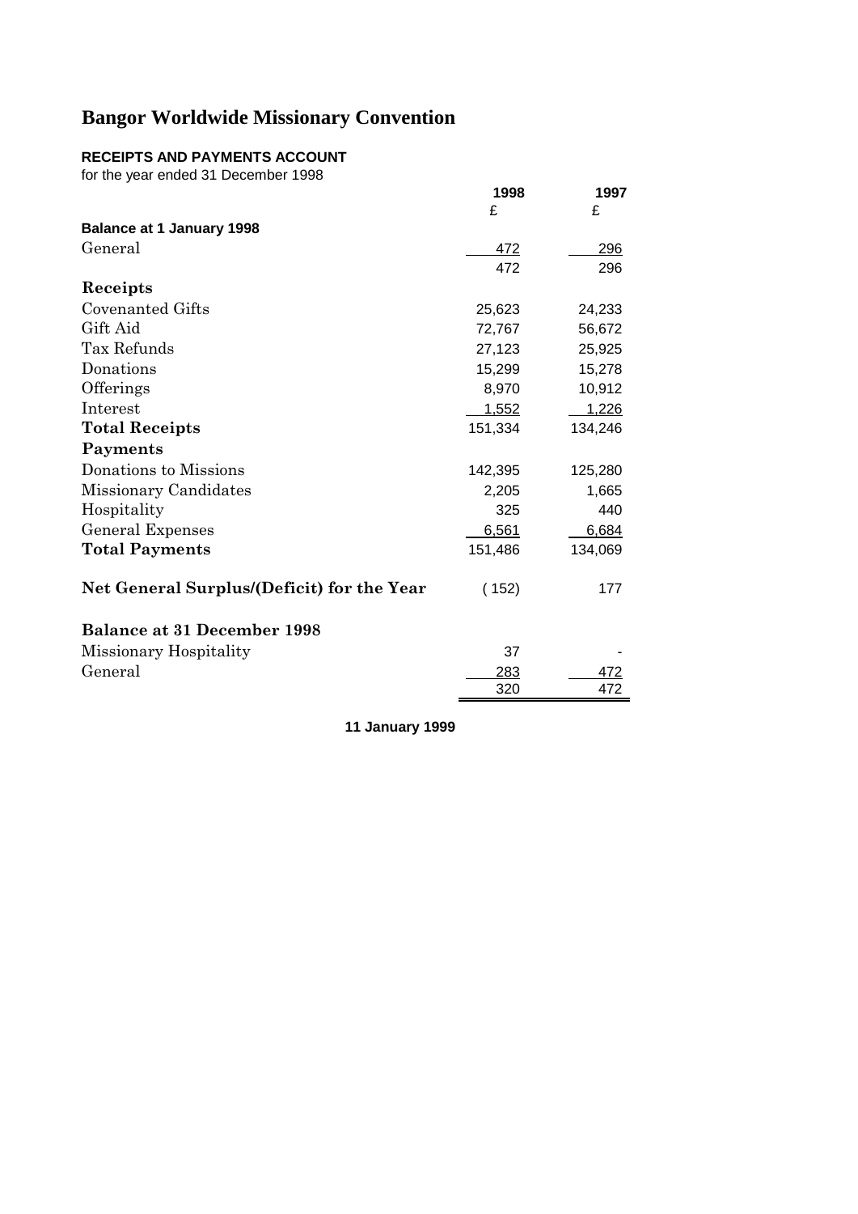# Bangor Worldwide Missionary Convention

**RECEIPTS AND PAYMENTS ACCOUNT**

for the year ended 31 December 1998

| | 1998 | 1997 |
|---|---|---|
| | £ | £ |
| **Balance at 1 January 1998** | | |
| General | 472 | 296 |
| | 472 | 296 |
| **Receipts** | | |
| Covenanted Gifts | 25,623 | 24,233 |
| Gift Aid | 72,767 | 56,672 |
| Tax Refunds | 27,123 | 25,925 |
| Donations | 15,299 | 15,278 |
| Offerings | 8,970 | 10,912 |
| Interest | 1,552 | 1,226 |
| **Total Receipts** | 151,334 | 134,246 |
| **Payments** | | |
| Donations to Missions | 142,395 | 125,280 |
| Missionary Candidates | 2,205 | 1,665 |
| Hospitality | 325 | 440 |
| General Expenses | 6,561 | 6,684 |
| **Total Payments** | 151,486 | 134,069 |
| **Net General Surplus/(Deficit) for the Year** | ( 152) | 177 |
| **Balance at 31 December 1998** | | |
| Missionary Hospitality | 37 | - |
| General | 283 | 472 |
| | 320 | 472 |

**11 January 1999**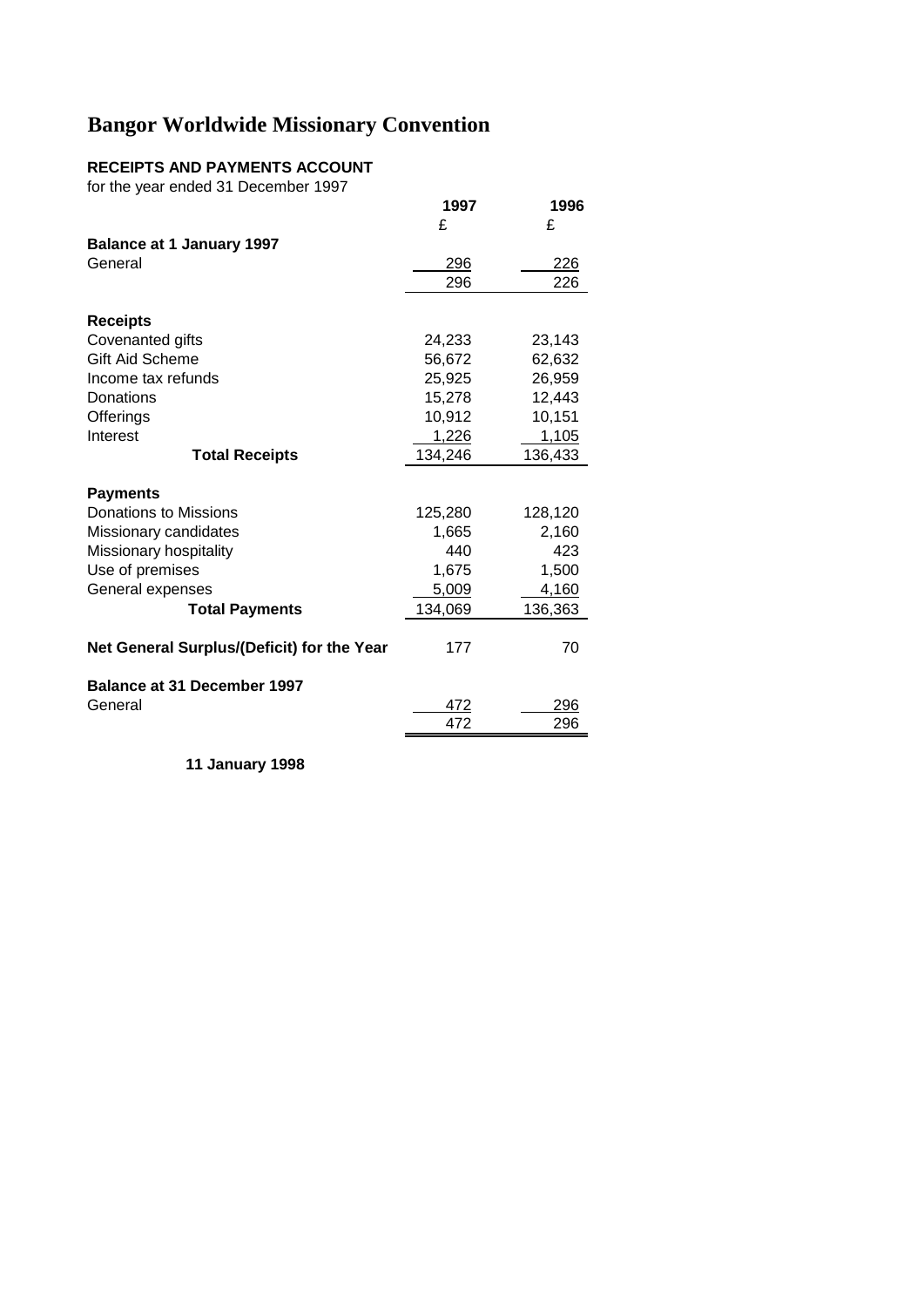# Bangor Worldwide Missionary Convention

**RECEIPTS AND PAYMENTS ACCOUNT**

for the year ended 31 December 1997

| | 1997 | 1996 |
|---|---|---|
| | £ | £ |
| **Balance at 1 January 1997** | | |
| General | 296 | 226 |
| | 296 | 226 |
| **Receipts** | | |
| Covenanted gifts | 24,233 | 23,143 |
| Gift Aid Scheme | 56,672 | 62,632 |
| Income tax refunds | 25,925 | 26,959 |
| Donations | 15,278 | 12,443 |
| Offerings | 10,912 | 10,151 |
| Interest | 1,226 | 1,105 |
| **Total Receipts** | 134,246 | 136,433 |
| **Payments** | | |
| Donations to Missions | 125,280 | 128,120 |
| Missionary candidates | 1,665 | 2,160 |
| Missionary hospitality | 440 | 423 |
| Use of premises | 1,675 | 1,500 |
| General expenses | 5,009 | 4,160 |
| **Total Payments** | 134,069 | 136,363 |
| **Net General Surplus/(Deficit) for the Year** | 177 | 70 |
| **Balance at 31 December 1997** | | |
| General | 472 | 296 |
| | 472 | 296 |

**11 January 1998**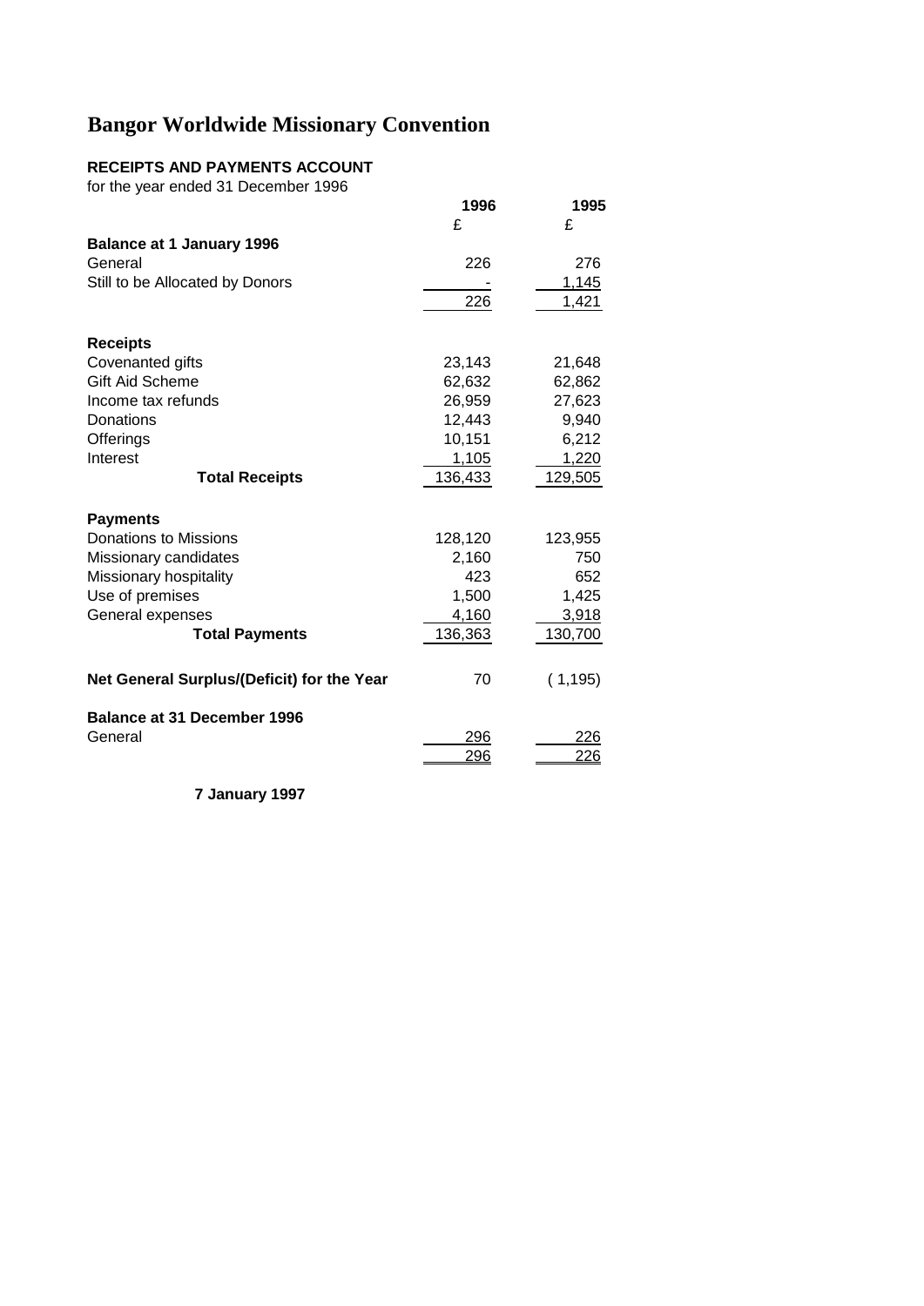# Bangor Worldwide Missionary Convention

**RECEIPTS AND PAYMENTS ACCOUNT**

for the year ended 31 December 1996

| | 1996 | 1995 |
|---|---|---|
| | £ | £ |
| **Balance at 1 January 1996** | | |
| General | 226 | 276 |
| Still to be Allocated by Donors | - | 1,145 |
| | 226 | 1,421 |
| **Receipts** | | |
| Covenanted gifts | 23,143 | 21,648 |
| Gift Aid Scheme | 62,632 | 62,862 |
| Income tax refunds | 26,959 | 27,623 |
| Donations | 12,443 | 9,940 |
| Offerings | 10,151 | 6,212 |
| Interest | 1,105 | 1,220 |
| **Total Receipts** | 136,433 | 129,505 |
| **Payments** | | |
| Donations to Missions | 128,120 | 123,955 |
| Missionary candidates | 2,160 | 750 |
| Missionary hospitality | 423 | 652 |
| Use of premises | 1,500 | 1,425 |
| General expenses | 4,160 | 3,918 |
| **Total Payments** | 136,363 | 130,700 |
| **Net General Surplus/(Deficit) for the Year** | 70 | ( 1,195) |
| **Balance at 31 December 1996** | | |
| General | 296 | 226 |
| | 296 | 226 |

**7 January 1997**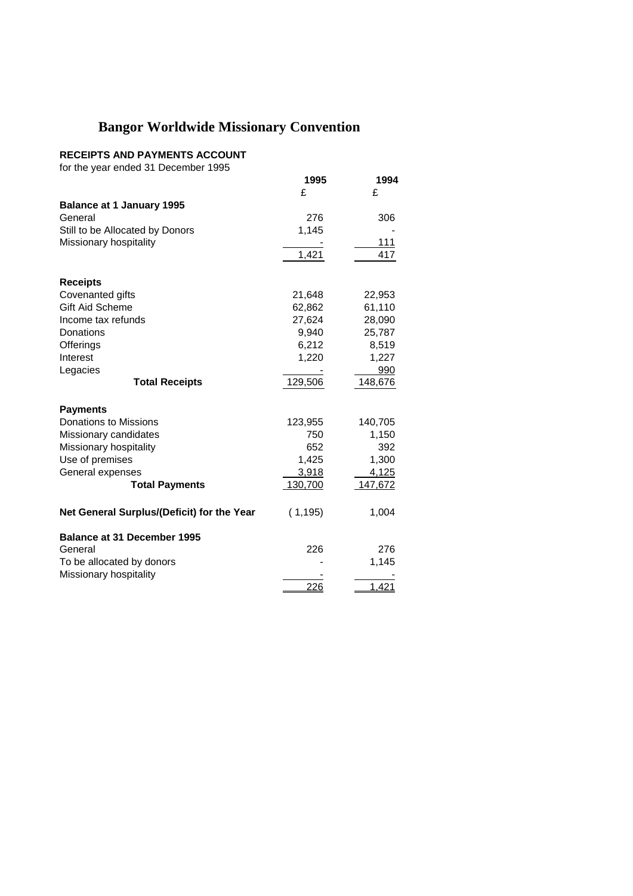# Bangor Worldwide Missionary Convention

**RECEIPTS AND PAYMENTS ACCOUNT**
for the year ended 31 December 1995

| | 1995 | 1994 |
|---|---|---|
| | £ | £ |
| **Balance at 1 January 1995** | | |
| General | 276 | 306 |
| Still to be Allocated by Donors | 1,145 | - |
| Missionary hospitality | - | 111 |
| | 1,421 | 417 |
| **Receipts** | | |
| Covenanted gifts | 21,648 | 22,953 |
| Gift Aid Scheme | 62,862 | 61,110 |
| Income tax refunds | 27,624 | 28,090 |
| Donations | 9,940 | 25,787 |
| Offerings | 6,212 | 8,519 |
| Interest | 1,220 | 1,227 |
| Legacies | - | 990 |
| **Total Receipts** | 129,506 | 148,676 |
| **Payments** | | |
| Donations to Missions | 123,955 | 140,705 |
| Missionary candidates | 750 | 1,150 |
| Missionary hospitality | 652 | 392 |
| Use of premises | 1,425 | 1,300 |
| General expenses | 3,918 | 4,125 |
| **Total Payments** | 130,700 | 147,672 |
| **Net General Surplus/(Deficit) for the Year** | ( 1,195) | 1,004 |
| **Balance at 31 December 1995** | | |
| General | 226 | 276 |
| To be allocated by donors | - | 1,145 |
| Missionary hospitality | - | - |
| | 226 | 1,421 |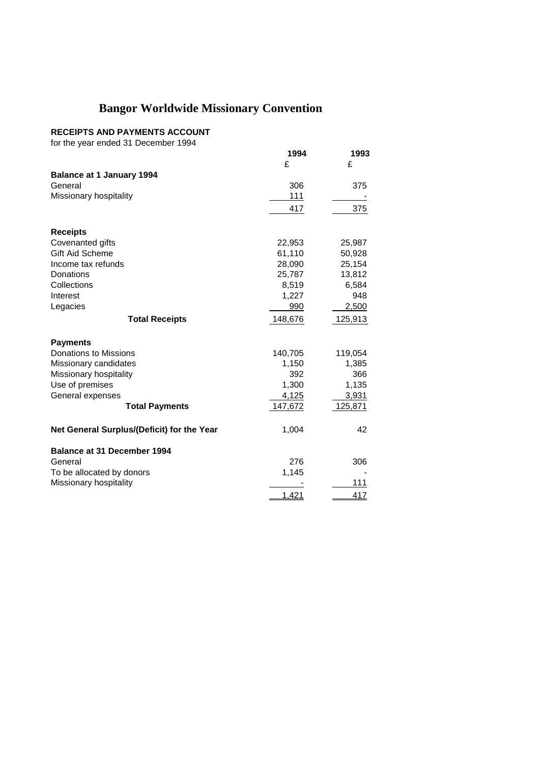# Bangor Worldwide Missionary Convention

**RECEIPTS AND PAYMENTS ACCOUNT**
for the year ended 31 December 1994

| | 1994 | 1993 |
|---|---|---|
| | £ | £ |
| **Balance at 1 January 1994** | | |
| General | 306 | 375 |
| Missionary hospitality | 111 | - |
| | 417 | 375 |
| **Receipts** | | |
| Covenanted gifts | 22,953 | 25,987 |
| Gift Aid Scheme | 61,110 | 50,928 |
| Income tax refunds | 28,090 | 25,154 |
| Donations | 25,787 | 13,812 |
| Collections | 8,519 | 6,584 |
| Interest | 1,227 | 948 |
| Legacies | 990 | 2,500 |
| **Total Receipts** | 148,676 | 125,913 |
| **Payments** | | |
| Donations to Missions | 140,705 | 119,054 |
| Missionary candidates | 1,150 | 1,385 |
| Missionary hospitality | 392 | 366 |
| Use of premises | 1,300 | 1,135 |
| General expenses | 4,125 | 3,931 |
| **Total Payments** | 147,672 | 125,871 |
| **Net General Surplus/(Deficit) for the Year** | 1,004 | 42 |
| **Balance at 31 December 1994** | | |
| General | 276 | 306 |
| To be allocated by donors | 1,145 | - |
| Missionary hospitality | - | 111 |
| | 1,421 | 417 |